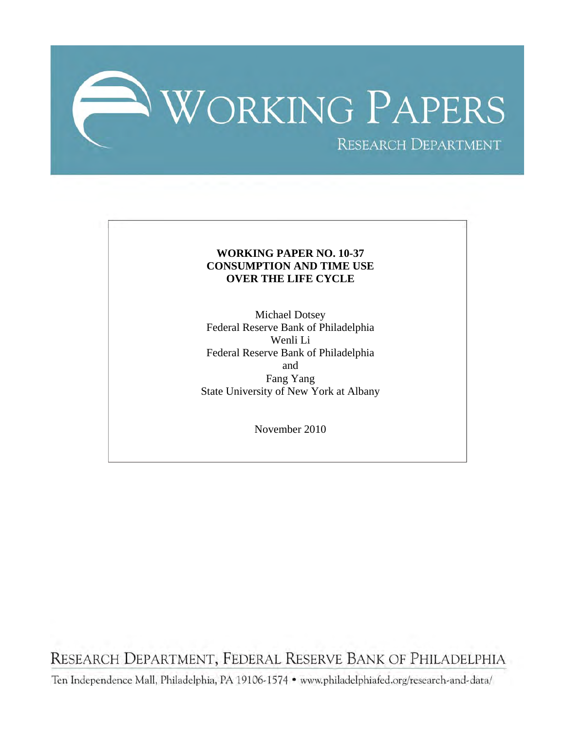# WORKING PAPERS

RESEARCH DEPARTMENT

**WORKING PAPER NO. 10-37**
**CONSUMPTION AND TIME USE**
**OVER THE LIFE CYCLE**

Michael Dotsey
Federal Reserve Bank of Philadelphia
Wenli Li
Federal Reserve Bank of Philadelphia
and
Fang Yang
State University of New York at Albany

November 2010

RESEARCH DEPARTMENT, FEDERAL RESERVE BANK OF PHILADELPHIA

Ten Independence Mall, Philadelphia, PA 19106-1574 • www.philadelphiafed.org/research-and-data/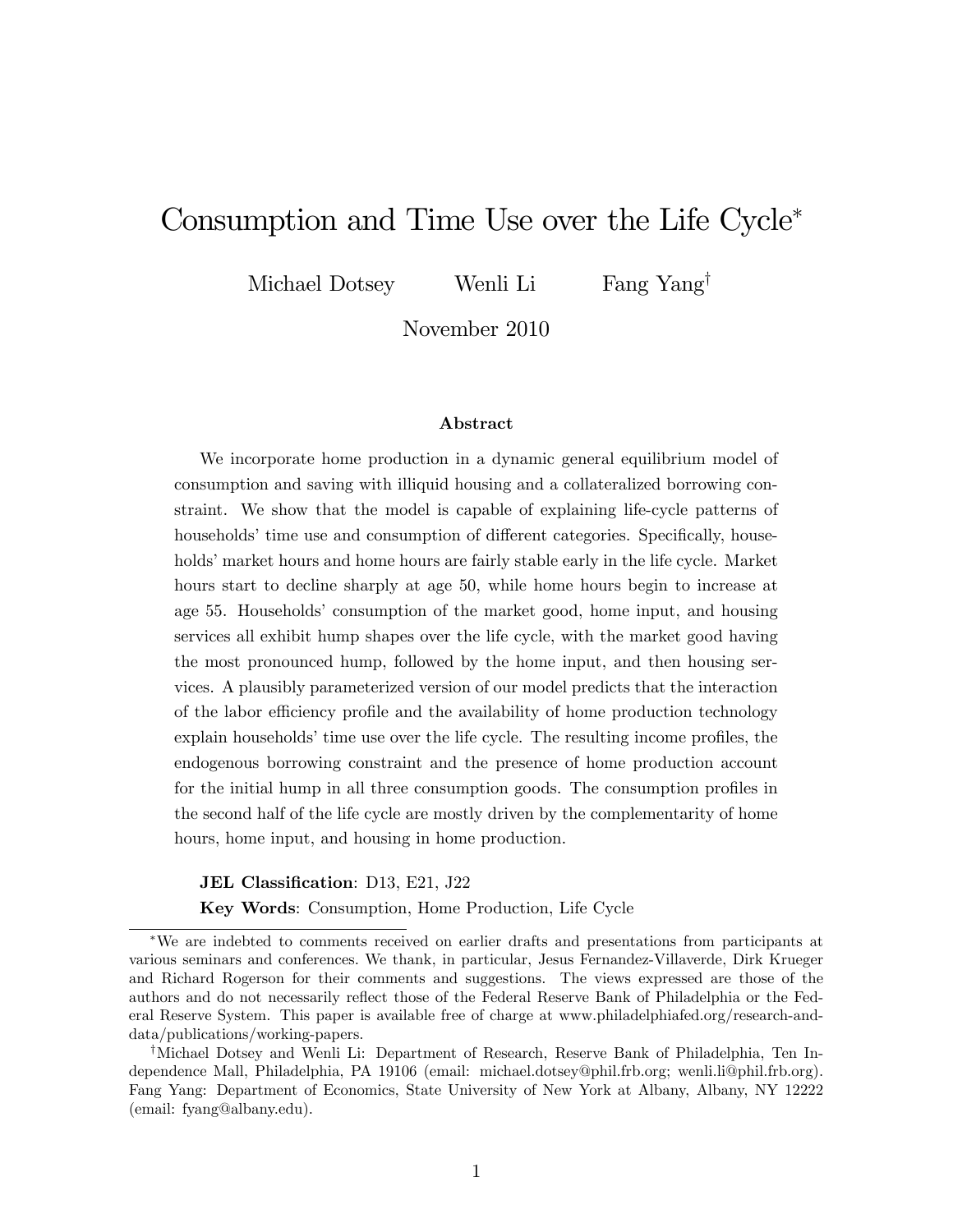# Consumption and Time Use over the Life Cycle*

Michael Dotsey Wenli Li Fang Yang[†]

November 2010

**Abstract**

We incorporate home production in a dynamic general equilibrium model of consumption and saving with illiquid housing and a collateralized borrowing constraint. We show that the model is capable of explaining life-cycle patterns of households' time use and consumption of different categories. Specifically, households' market hours and home hours are fairly stable early in the life cycle. Market hours start to decline sharply at age 50, while home hours begin to increase at age 55. Households' consumption of the market good, home input, and housing services all exhibit hump shapes over the life cycle, with the market good having the most pronounced hump, followed by the home input, and then housing services. A plausibly parameterized version of our model predicts that the interaction of the labor efficiency profile and the availability of home production technology explain households' time use over the life cycle. The resulting income profiles, the endogenous borrowing constraint and the presence of home production account for the initial hump in all three consumption goods. The consumption profiles in the second half of the life cycle are mostly driven by the complementarity of home hours, home input, and housing in home production.

**JEL Classification**: D13, E21, J22

**Key Words**: Consumption, Home Production, Life Cycle

---

*We are indebted to comments received on earlier drafts and presentations from participants at various seminars and conferences. We thank, in particular, Jesus Fernandez-Villaverde, Dirk Krueger and Richard Rogerson for their comments and suggestions. The views expressed are those of the authors and do not necessarily reflect those of the Federal Reserve Bank of Philadelphia or the Federal Reserve System. This paper is available free of charge at www.philadelphiafed.org/research-and-data/publications/working-papers.

[†]Michael Dotsey and Wenli Li: Department of Research, Reserve Bank of Philadelphia, Ten Independence Mall, Philadelphia, PA 19106 (email: michael.dotsey@phil.frb.org; wenli.li@phil.frb.org). Fang Yang: Department of Economics, State University of New York at Albany, Albany, NY 12222 (email: fyang@albany.edu).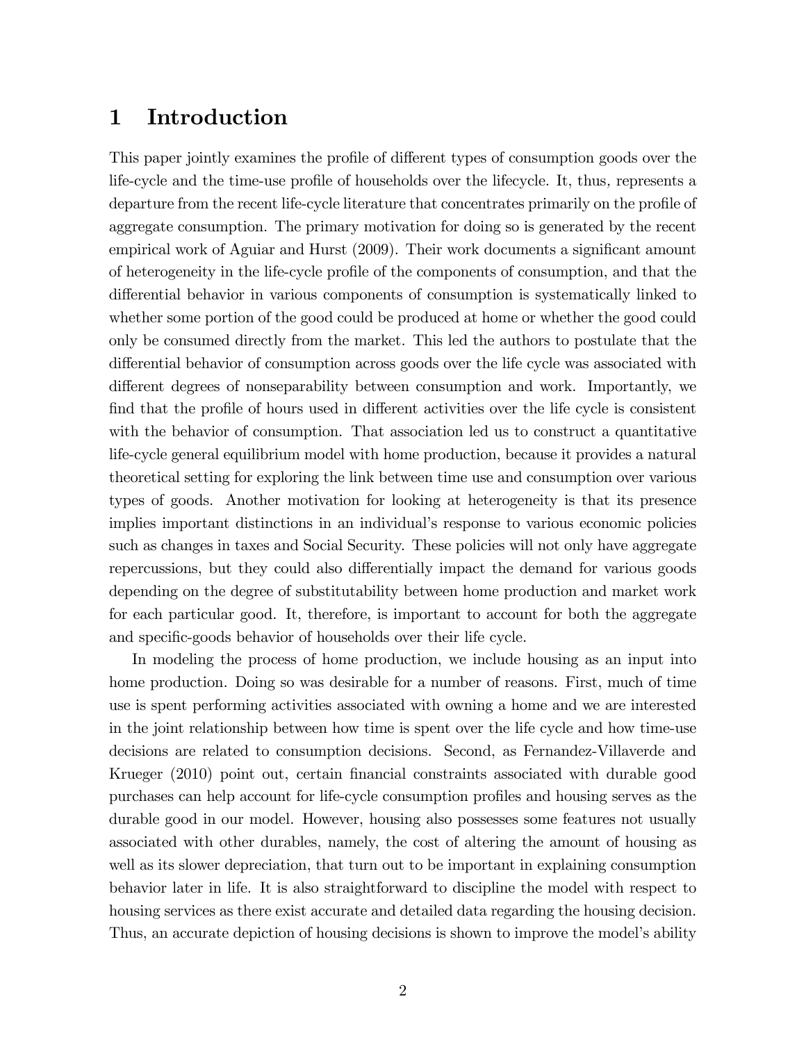# 1 Introduction

This paper jointly examines the profile of different types of consumption goods over the life-cycle and the time-use profile of households over the lifecycle. It, thus, represents a departure from the recent life-cycle literature that concentrates primarily on the profile of aggregate consumption. The primary motivation for doing so is generated by the recent empirical work of Aguiar and Hurst (2009). Their work documents a significant amount of heterogeneity in the life-cycle profile of the components of consumption, and that the differential behavior in various components of consumption is systematically linked to whether some portion of the good could be produced at home or whether the good could only be consumed directly from the market. This led the authors to postulate that the differential behavior of consumption across goods over the life cycle was associated with different degrees of nonseparability between consumption and work. Importantly, we find that the profile of hours used in different activities over the life cycle is consistent with the behavior of consumption. That association led us to construct a quantitative life-cycle general equilibrium model with home production, because it provides a natural theoretical setting for exploring the link between time use and consumption over various types of goods. Another motivation for looking at heterogeneity is that its presence implies important distinctions in an individual's response to various economic policies such as changes in taxes and Social Security. These policies will not only have aggregate repercussions, but they could also differentially impact the demand for various goods depending on the degree of substitutability between home production and market work for each particular good. It, therefore, is important to account for both the aggregate and specific-goods behavior of households over their life cycle.

In modeling the process of home production, we include housing as an input into home production. Doing so was desirable for a number of reasons. First, much of time use is spent performing activities associated with owning a home and we are interested in the joint relationship between how time is spent over the life cycle and how time-use decisions are related to consumption decisions. Second, as Fernandez-Villaverde and Krueger (2010) point out, certain financial constraints associated with durable good purchases can help account for life-cycle consumption profiles and housing serves as the durable good in our model. However, housing also possesses some features not usually associated with other durables, namely, the cost of altering the amount of housing as well as its slower depreciation, that turn out to be important in explaining consumption behavior later in life. It is also straightforward to discipline the model with respect to housing services as there exist accurate and detailed data regarding the housing decision. Thus, an accurate depiction of housing decisions is shown to improve the model's ability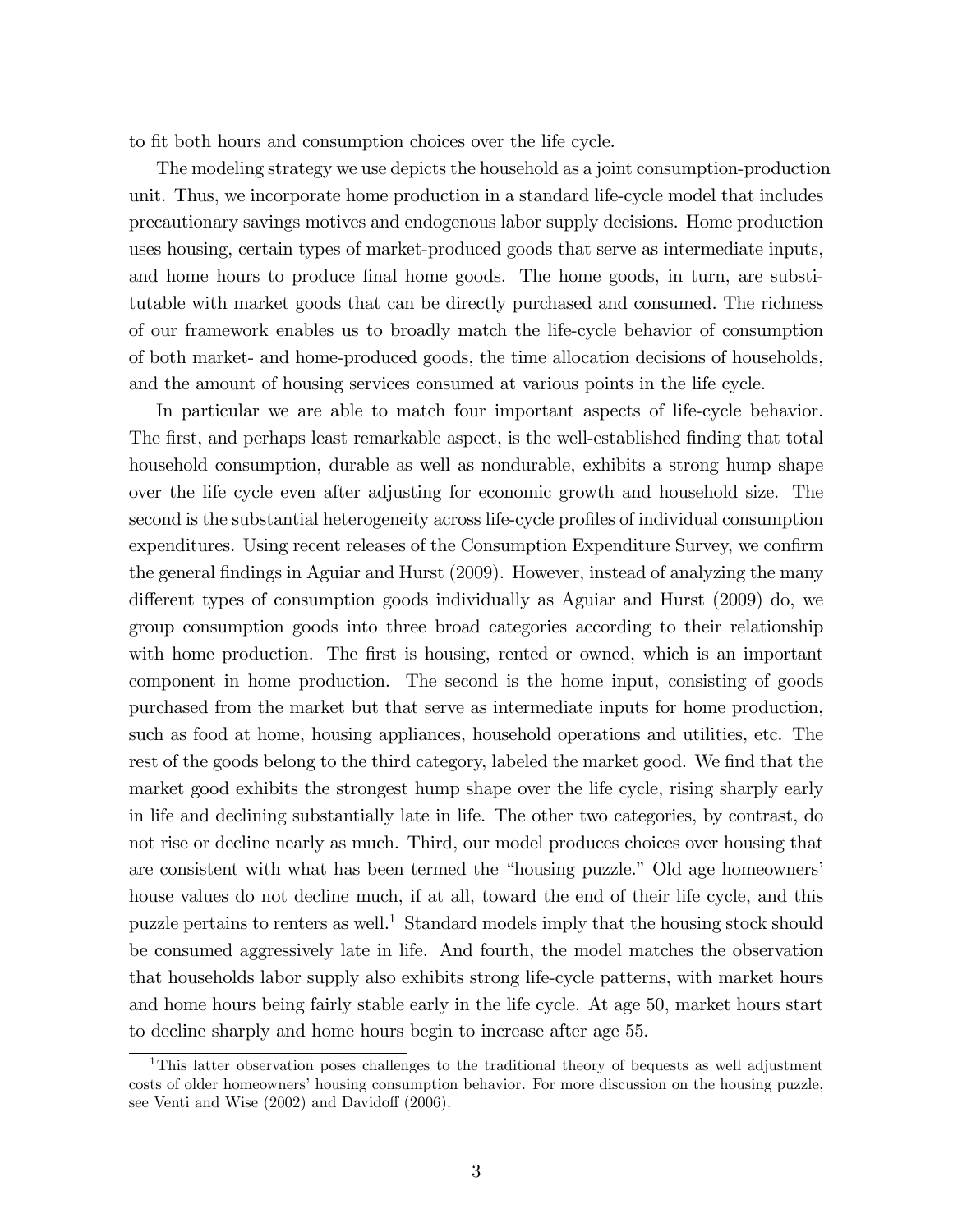to fit both hours and consumption choices over the life cycle.

The modeling strategy we use depicts the household as a joint consumption-production unit. Thus, we incorporate home production in a standard life-cycle model that includes precautionary savings motives and endogenous labor supply decisions. Home production uses housing, certain types of market-produced goods that serve as intermediate inputs, and home hours to produce final home goods. The home goods, in turn, are substitutable with market goods that can be directly purchased and consumed. The richness of our framework enables us to broadly match the life-cycle behavior of consumption of both market- and home-produced goods, the time allocation decisions of households, and the amount of housing services consumed at various points in the life cycle.

In particular we are able to match four important aspects of life-cycle behavior. The first, and perhaps least remarkable aspect, is the well-established finding that total household consumption, durable as well as nondurable, exhibits a strong hump shape over the life cycle even after adjusting for economic growth and household size. The second is the substantial heterogeneity across life-cycle profiles of individual consumption expenditures. Using recent releases of the Consumption Expenditure Survey, we confirm the general findings in Aguiar and Hurst (2009). However, instead of analyzing the many different types of consumption goods individually as Aguiar and Hurst (2009) do, we group consumption goods into three broad categories according to their relationship with home production. The first is housing, rented or owned, which is an important component in home production. The second is the home input, consisting of goods purchased from the market but that serve as intermediate inputs for home production, such as food at home, housing appliances, household operations and utilities, etc. The rest of the goods belong to the third category, labeled the market good. We find that the market good exhibits the strongest hump shape over the life cycle, rising sharply early in life and declining substantially late in life. The other two categories, by contrast, do not rise or decline nearly as much. Third, our model produces choices over housing that are consistent with what has been termed the "housing puzzle." Old age homeowners' house values do not decline much, if at all, toward the end of their life cycle, and this puzzle pertains to renters as well.[1] Standard models imply that the housing stock should be consumed aggressively late in life. And fourth, the model matches the observation that households labor supply also exhibits strong life-cycle patterns, with market hours and home hours being fairly stable early in the life cycle. At age 50, market hours start to decline sharply and home hours begin to increase after age 55.

[1] This latter observation poses challenges to the traditional theory of bequests as well adjustment costs of older homeowners' housing consumption behavior. For more discussion on the housing puzzle, see Venti and Wise (2002) and Davidoff (2006).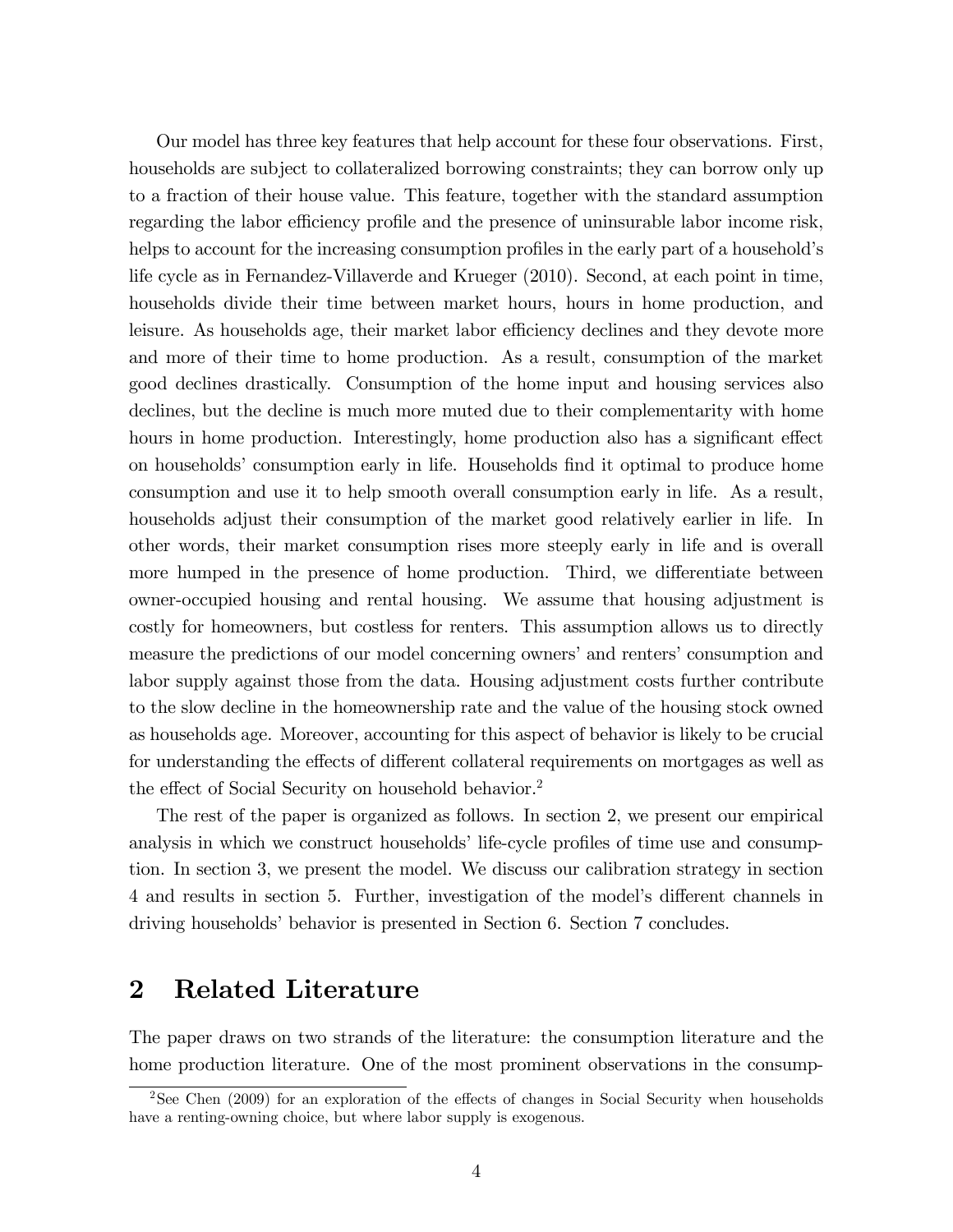Our model has three key features that help account for these four observations. First, households are subject to collateralized borrowing constraints; they can borrow only up to a fraction of their house value. This feature, together with the standard assumption regarding the labor efficiency profile and the presence of uninsurable labor income risk, helps to account for the increasing consumption profiles in the early part of a household's life cycle as in Fernandez-Villaverde and Krueger (2010). Second, at each point in time, households divide their time between market hours, hours in home production, and leisure. As households age, their market labor efficiency declines and they devote more and more of their time to home production. As a result, consumption of the market good declines drastically. Consumption of the home input and housing services also declines, but the decline is much more muted due to their complementarity with home hours in home production. Interestingly, home production also has a significant effect on households' consumption early in life. Households find it optimal to produce home consumption and use it to help smooth overall consumption early in life. As a result, households adjust their consumption of the market good relatively earlier in life. In other words, their market consumption rises more steeply early in life and is overall more humped in the presence of home production. Third, we differentiate between owner-occupied housing and rental housing. We assume that housing adjustment is costly for homeowners, but costless for renters. This assumption allows us to directly measure the predictions of our model concerning owners' and renters' consumption and labor supply against those from the data. Housing adjustment costs further contribute to the slow decline in the homeownership rate and the value of the housing stock owned as households age. Moreover, accounting for this aspect of behavior is likely to be crucial for understanding the effects of different collateral requirements on mortgages as well as the effect of Social Security on household behavior.[2]

The rest of the paper is organized as follows. In section 2, we present our empirical analysis in which we construct households' life-cycle profiles of time use and consumption. In section 3, we present the model. We discuss our calibration strategy in section 4 and results in section 5. Further, investigation of the model's different channels in driving households' behavior is presented in Section 6. Section 7 concludes.

## 2 Related Literature

The paper draws on two strands of the literature: the consumption literature and the home production literature. One of the most prominent observations in the consump-

[2] See Chen (2009) for an exploration of the effects of changes in Social Security when households have a renting-owning choice, but where labor supply is exogenous.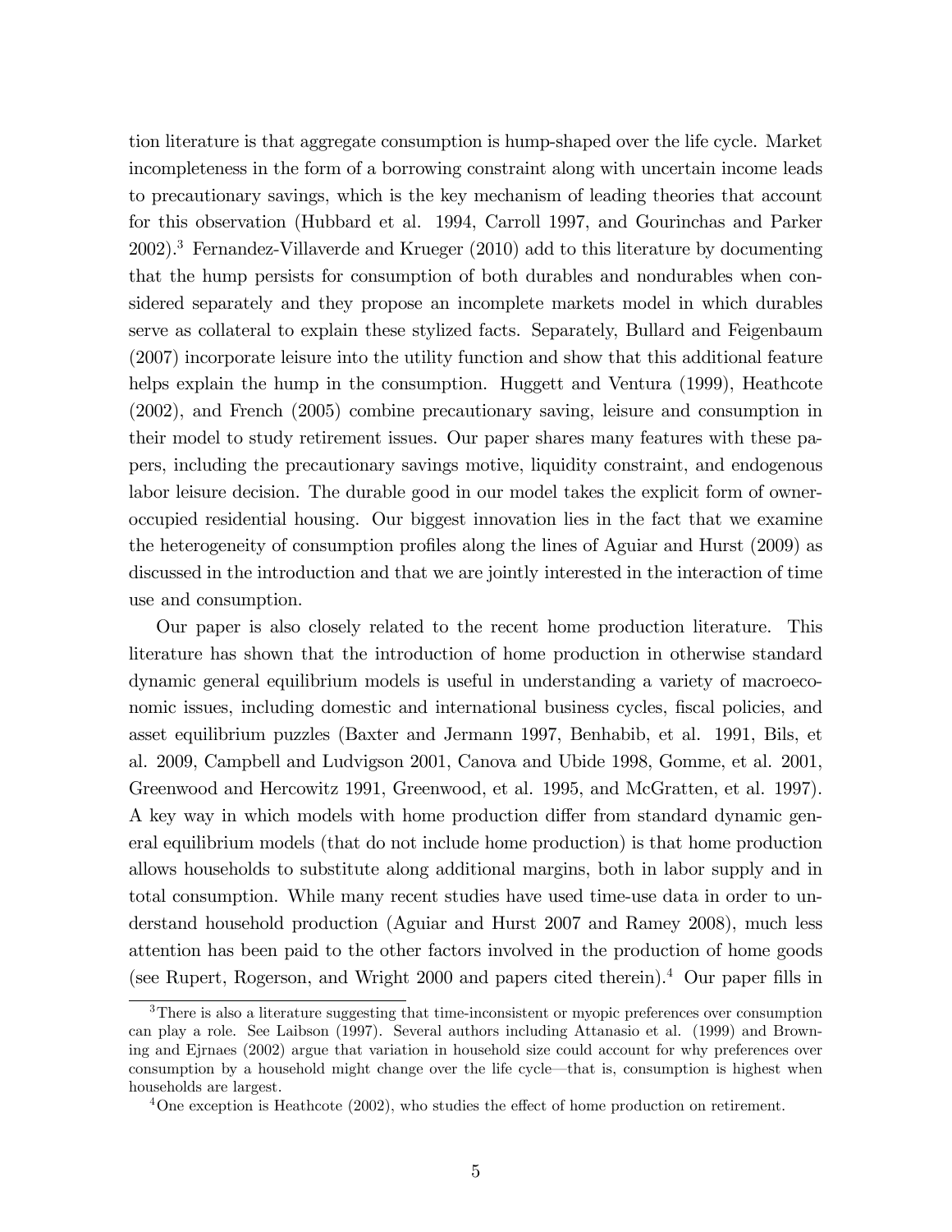tion literature is that aggregate consumption is hump-shaped over the life cycle. Market incompleteness in the form of a borrowing constraint along with uncertain income leads to precautionary savings, which is the key mechanism of leading theories that account for this observation (Hubbard et al. 1994, Carroll 1997, and Gourinchas and Parker 2002).[3] Fernandez-Villaverde and Krueger (2010) add to this literature by documenting that the hump persists for consumption of both durables and nondurables when considered separately and they propose an incomplete markets model in which durables serve as collateral to explain these stylized facts. Separately, Bullard and Feigenbaum (2007) incorporate leisure into the utility function and show that this additional feature helps explain the hump in the consumption. Huggett and Ventura (1999), Heathcote (2002), and French (2005) combine precautionary saving, leisure and consumption in their model to study retirement issues. Our paper shares many features with these papers, including the precautionary savings motive, liquidity constraint, and endogenous labor leisure decision. The durable good in our model takes the explicit form of owner-occupied residential housing. Our biggest innovation lies in the fact that we examine the heterogeneity of consumption profiles along the lines of Aguiar and Hurst (2009) as discussed in the introduction and that we are jointly interested in the interaction of time use and consumption.

Our paper is also closely related to the recent home production literature. This literature has shown that the introduction of home production in otherwise standard dynamic general equilibrium models is useful in understanding a variety of macroeconomic issues, including domestic and international business cycles, fiscal policies, and asset equilibrium puzzles (Baxter and Jermann 1997, Benhabib, et al. 1991, Bils, et al. 2009, Campbell and Ludvigson 2001, Canova and Ubide 1998, Gomme, et al. 2001, Greenwood and Hercowitz 1991, Greenwood, et al. 1995, and McGratten, et al. 1997). A key way in which models with home production differ from standard dynamic general equilibrium models (that do not include home production) is that home production allows households to substitute along additional margins, both in labor supply and in total consumption. While many recent studies have used time-use data in order to understand household production (Aguiar and Hurst 2007 and Ramey 2008), much less attention has been paid to the other factors involved in the production of home goods (see Rupert, Rogerson, and Wright 2000 and papers cited therein).[4] Our paper fills in

[3] There is also a literature suggesting that time-inconsistent or myopic preferences over consumption can play a role. See Laibson (1997). Several authors including Attanasio et al. (1999) and Browning and Ejrnaes (2002) argue that variation in household size could account for why preferences over consumption by a household might change over the life cycle—that is, consumption is highest when households are largest.

[4] One exception is Heathcote (2002), who studies the effect of home production on retirement.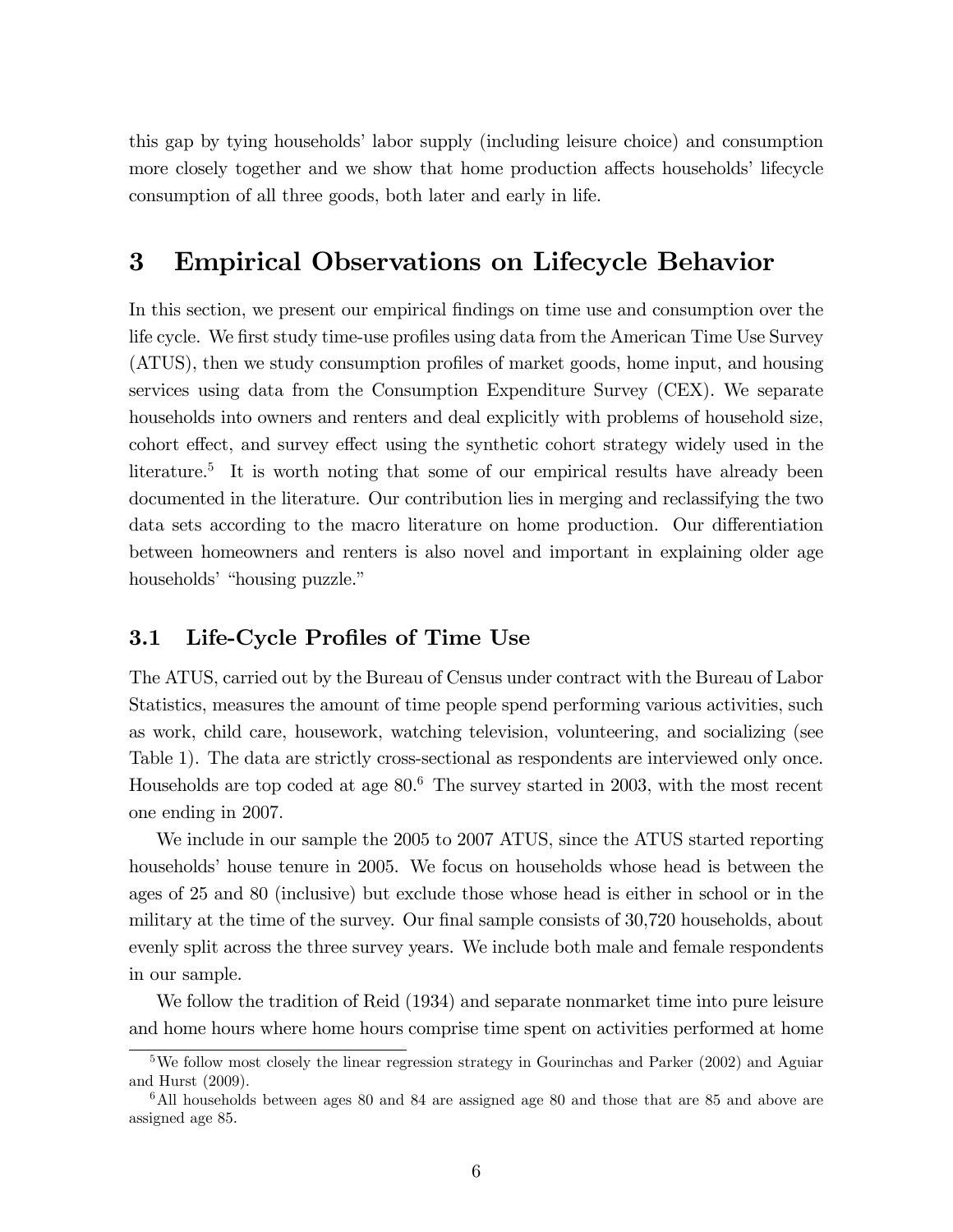this gap by tying households' labor supply (including leisure choice) and consumption more closely together and we show that home production affects households' lifecycle consumption of all three goods, both later and early in life.

# 3 Empirical Observations on Lifecycle Behavior

In this section, we present our empirical findings on time use and consumption over the life cycle. We first study time-use profiles using data from the American Time Use Survey (ATUS), then we study consumption profiles of market goods, home input, and housing services using data from the Consumption Expenditure Survey (CEX). We separate households into owners and renters and deal explicitly with problems of household size, cohort effect, and survey effect using the synthetic cohort strategy widely used in the literature.[5] It is worth noting that some of our empirical results have already been documented in the literature. Our contribution lies in merging and reclassifying the two data sets according to the macro literature on home production. Our differentiation between homeowners and renters is also novel and important in explaining older age households' "housing puzzle."

## 3.1 Life-Cycle Profiles of Time Use

The ATUS, carried out by the Bureau of Census under contract with the Bureau of Labor Statistics, measures the amount of time people spend performing various activities, such as work, child care, housework, watching television, volunteering, and socializing (see Table 1). The data are strictly cross-sectional as respondents are interviewed only once. Households are top coded at age 80.[6] The survey started in 2003, with the most recent one ending in 2007.

We include in our sample the 2005 to 2007 ATUS, since the ATUS started reporting households' house tenure in 2005. We focus on households whose head is between the ages of 25 and 80 (inclusive) but exclude those whose head is either in school or in the military at the time of the survey. Our final sample consists of 30,720 households, about evenly split across the three survey years. We include both male and female respondents in our sample.

We follow the tradition of Reid (1934) and separate nonmarket time into pure leisure and home hours where home hours comprise time spent on activities performed at home

[5] We follow most closely the linear regression strategy in Gourinchas and Parker (2002) and Aguiar and Hurst (2009).

[6] All households between ages 80 and 84 are assigned age 80 and those that are 85 and above are assigned age 85.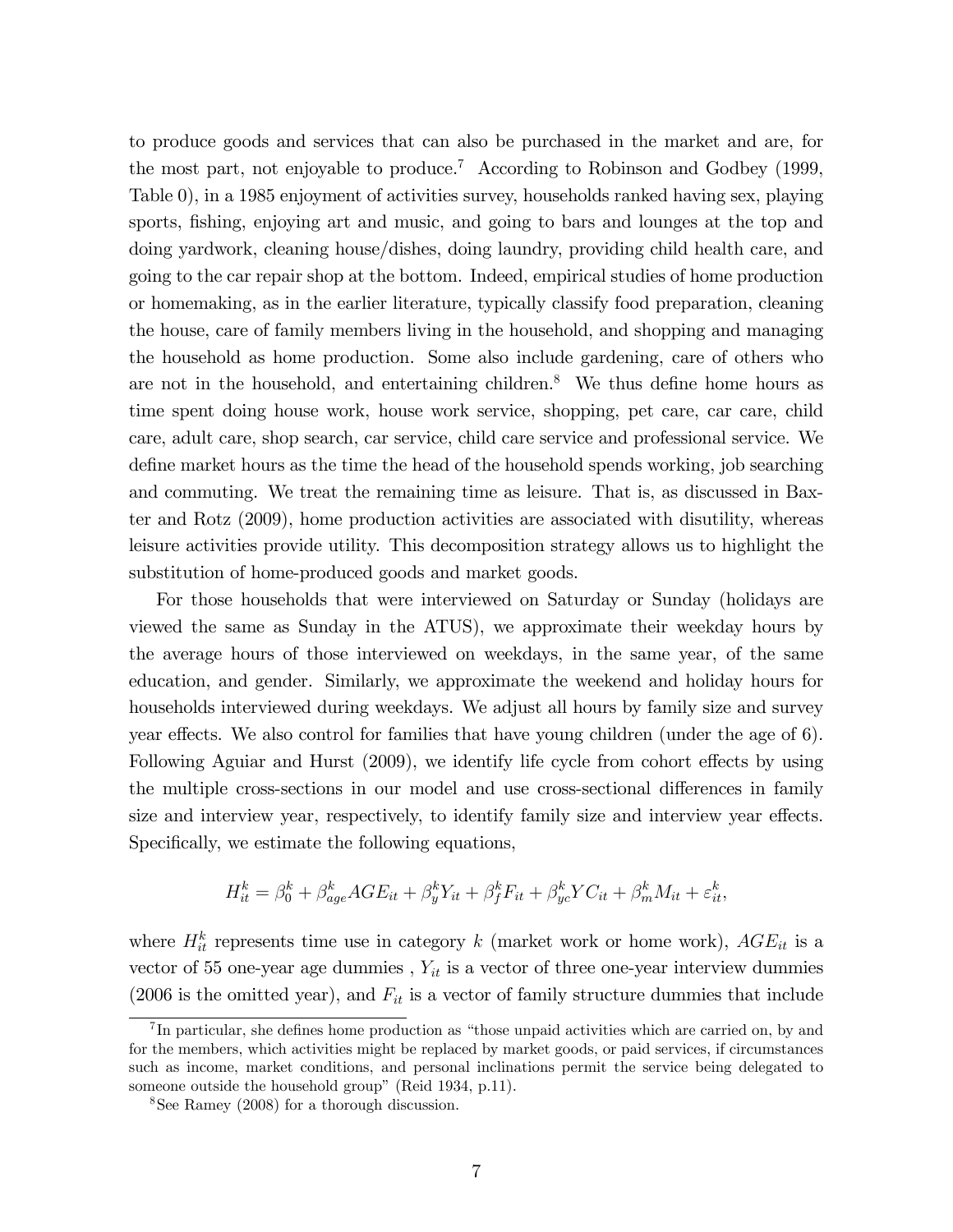to produce goods and services that can also be purchased in the market and are, for the most part, not enjoyable to produce.[7] According to Robinson and Godbey (1999, Table 0), in a 1985 enjoyment of activities survey, households ranked having sex, playing sports, fishing, enjoying art and music, and going to bars and lounges at the top and doing yardwork, cleaning house/dishes, doing laundry, providing child health care, and going to the car repair shop at the bottom. Indeed, empirical studies of home production or homemaking, as in the earlier literature, typically classify food preparation, cleaning the house, care of family members living in the household, and shopping and managing the household as home production. Some also include gardening, care of others who are not in the household, and entertaining children.[8] We thus define home hours as time spent doing house work, house work service, shopping, pet care, car care, child care, adult care, shop search, car service, child care service and professional service. We define market hours as the time the head of the household spends working, job searching and commuting. We treat the remaining time as leisure. That is, as discussed in Baxter and Rotz (2009), home production activities are associated with disutility, whereas leisure activities provide utility. This decomposition strategy allows us to highlight the substitution of home-produced goods and market goods.

For those households that were interviewed on Saturday or Sunday (holidays are viewed the same as Sunday in the ATUS), we approximate their weekday hours by the average hours of those interviewed on weekdays, in the same year, of the same education, and gender. Similarly, we approximate the weekend and holiday hours for households interviewed during weekdays. We adjust all hours by family size and survey year effects. We also control for families that have young children (under the age of 6). Following Aguiar and Hurst (2009), we identify life cycle from cohort effects by using the multiple cross-sections in our model and use cross-sectional differences in family size and interview year, respectively, to identify family size and interview year effects. Specifically, we estimate the following equations,

$$H_{it}^k = \beta_0^k + \beta_{age}^k AGE_{it} + \beta_y^k Y_{it} + \beta_f^k F_{it} + \beta_{yc}^k YC_{it} + \beta_m^k M_{it} + \varepsilon_{it}^k,$$

where $H_{it}^k$ represents time use in category $k$ (market work or home work), $AGE_{it}$ is a vector of 55 one-year age dummies , $Y_{it}$ is a vector of three one-year interview dummies (2006 is the omitted year), and $F_{it}$ is a vector of family structure dummies that include

[7] In particular, she defines home production as "those unpaid activities which are carried on, by and for the members, which activities might be replaced by market goods, or paid services, if circumstances such as income, market conditions, and personal inclinations permit the service being delegated to someone outside the household group" (Reid 1934, p.11).

[8] See Ramey (2008) for a thorough discussion.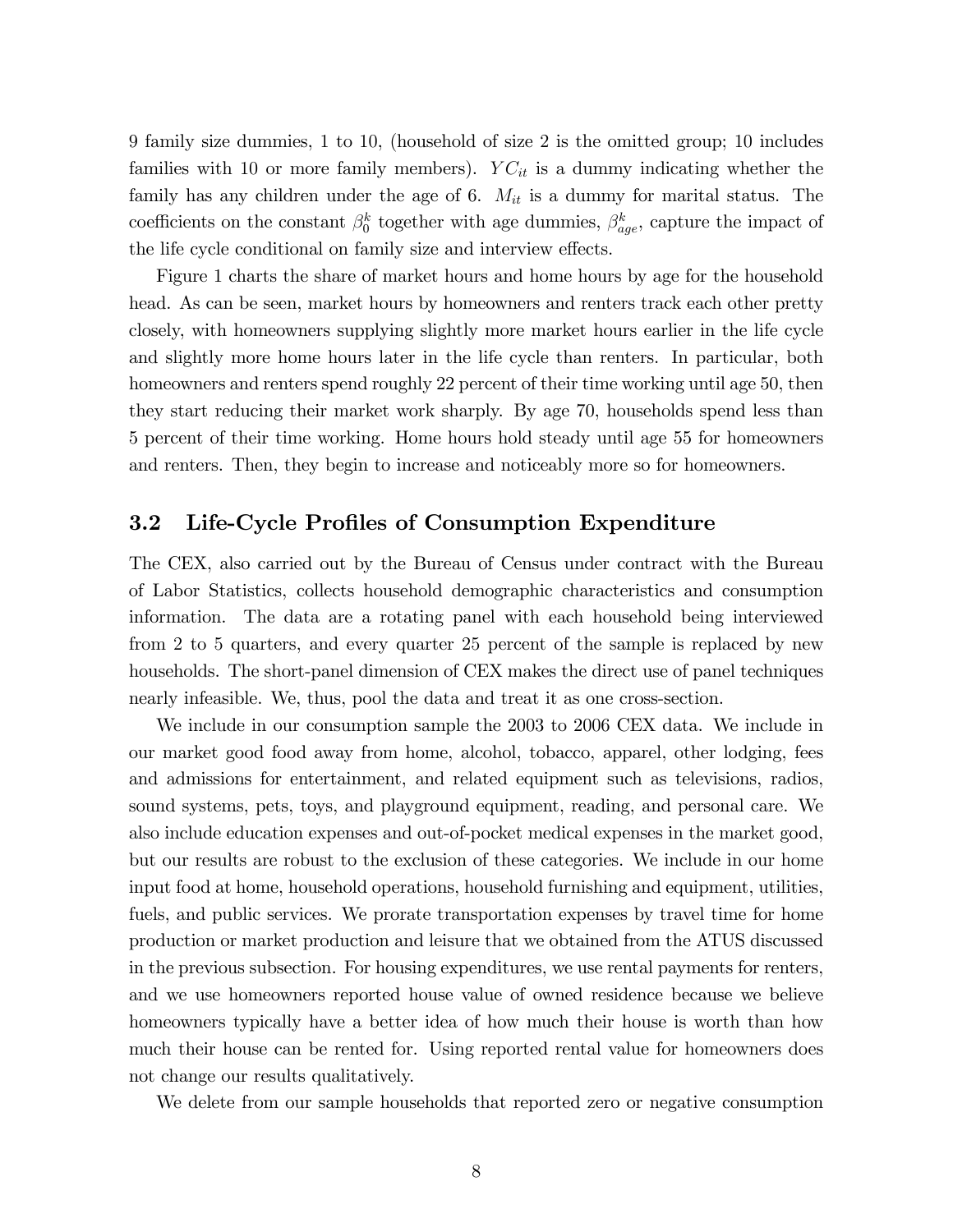9 family size dummies, 1 to 10, (household of size 2 is the omitted group; 10 includes families with 10 or more family members). $YC_{it}$ is a dummy indicating whether the family has any children under the age of 6. $M_{it}$ is a dummy for marital status. The coefficients on the constant $\beta_0^k$ together with age dummies, $\beta_{age}^k$, capture the impact of the life cycle conditional on family size and interview effects.

Figure 1 charts the share of market hours and home hours by age for the household head. As can be seen, market hours by homeowners and renters track each other pretty closely, with homeowners supplying slightly more market hours earlier in the life cycle and slightly more home hours later in the life cycle than renters. In particular, both homeowners and renters spend roughly 22 percent of their time working until age 50, then they start reducing their market work sharply. By age 70, households spend less than 5 percent of their time working. Home hours hold steady until age 55 for homeowners and renters. Then, they begin to increase and noticeably more so for homeowners.

## 3.2 Life-Cycle Profiles of Consumption Expenditure

The CEX, also carried out by the Bureau of Census under contract with the Bureau of Labor Statistics, collects household demographic characteristics and consumption information. The data are a rotating panel with each household being interviewed from 2 to 5 quarters, and every quarter 25 percent of the sample is replaced by new households. The short-panel dimension of CEX makes the direct use of panel techniques nearly infeasible. We, thus, pool the data and treat it as one cross-section.

We include in our consumption sample the 2003 to 2006 CEX data. We include in our market good food away from home, alcohol, tobacco, apparel, other lodging, fees and admissions for entertainment, and related equipment such as televisions, radios, sound systems, pets, toys, and playground equipment, reading, and personal care. We also include education expenses and out-of-pocket medical expenses in the market good, but our results are robust to the exclusion of these categories. We include in our home input food at home, household operations, household furnishing and equipment, utilities, fuels, and public services. We prorate transportation expenses by travel time for home production or market production and leisure that we obtained from the ATUS discussed in the previous subsection. For housing expenditures, we use rental payments for renters, and we use homeowners reported house value of owned residence because we believe homeowners typically have a better idea of how much their house is worth than how much their house can be rented for. Using reported rental value for homeowners does not change our results qualitatively.

We delete from our sample households that reported zero or negative consumption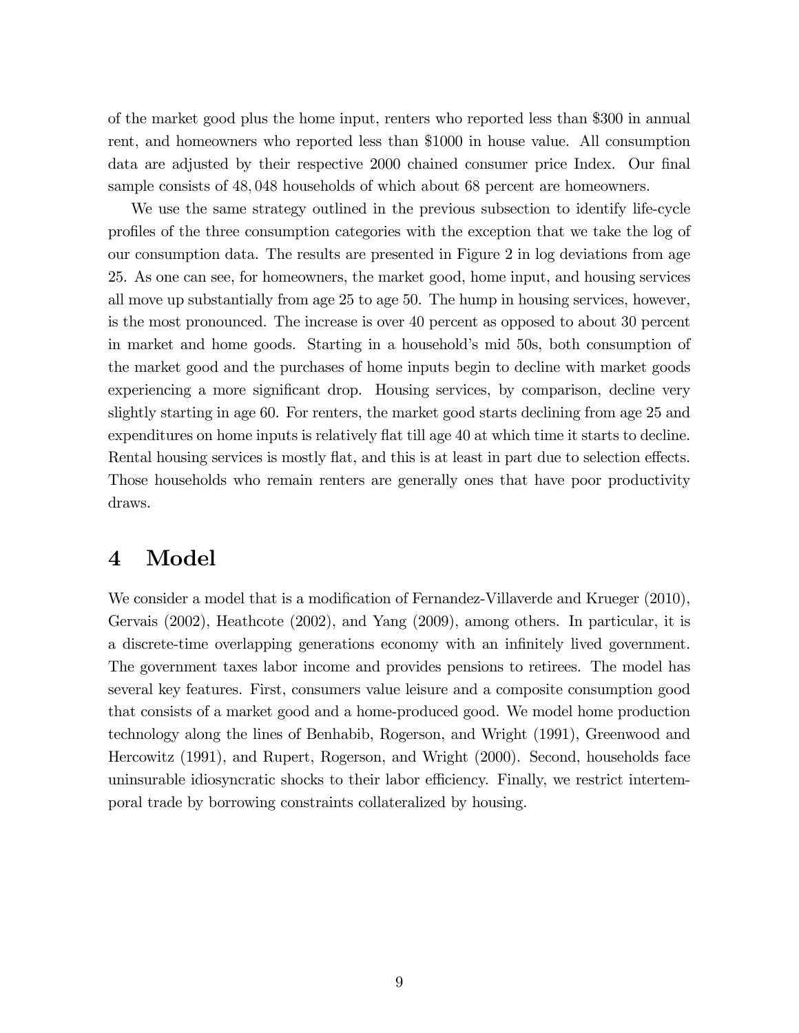of the market good plus the home input, renters who reported less than $300 in annual rent, and homeowners who reported less than $1000 in house value. All consumption data are adjusted by their respective 2000 chained consumer price Index. Our final sample consists of 48,048 households of which about 68 percent are homeowners.

We use the same strategy outlined in the previous subsection to identify life-cycle profiles of the three consumption categories with the exception that we take the log of our consumption data. The results are presented in Figure 2 in log deviations from age 25. As one can see, for homeowners, the market good, home input, and housing services all move up substantially from age 25 to age 50. The hump in housing services, however, is the most pronounced. The increase is over 40 percent as opposed to about 30 percent in market and home goods. Starting in a household's mid 50s, both consumption of the market good and the purchases of home inputs begin to decline with market goods experiencing a more significant drop. Housing services, by comparison, decline very slightly starting in age 60. For renters, the market good starts declining from age 25 and expenditures on home inputs is relatively flat till age 40 at which time it starts to decline. Rental housing services is mostly flat, and this is at least in part due to selection effects. Those households who remain renters are generally ones that have poor productivity draws.

# 4 Model

We consider a model that is a modification of Fernandez-Villaverde and Krueger (2010), Gervais (2002), Heathcote (2002), and Yang (2009), among others. In particular, it is a discrete-time overlapping generations economy with an infinitely lived government. The government taxes labor income and provides pensions to retirees. The model has several key features. First, consumers value leisure and a composite consumption good that consists of a market good and a home-produced good. We model home production technology along the lines of Benhabib, Rogerson, and Wright (1991), Greenwood and Hercowitz (1991), and Rupert, Rogerson, and Wright (2000). Second, households face uninsurable idiosyncratic shocks to their labor efficiency. Finally, we restrict intertemporal trade by borrowing constraints collateralized by housing.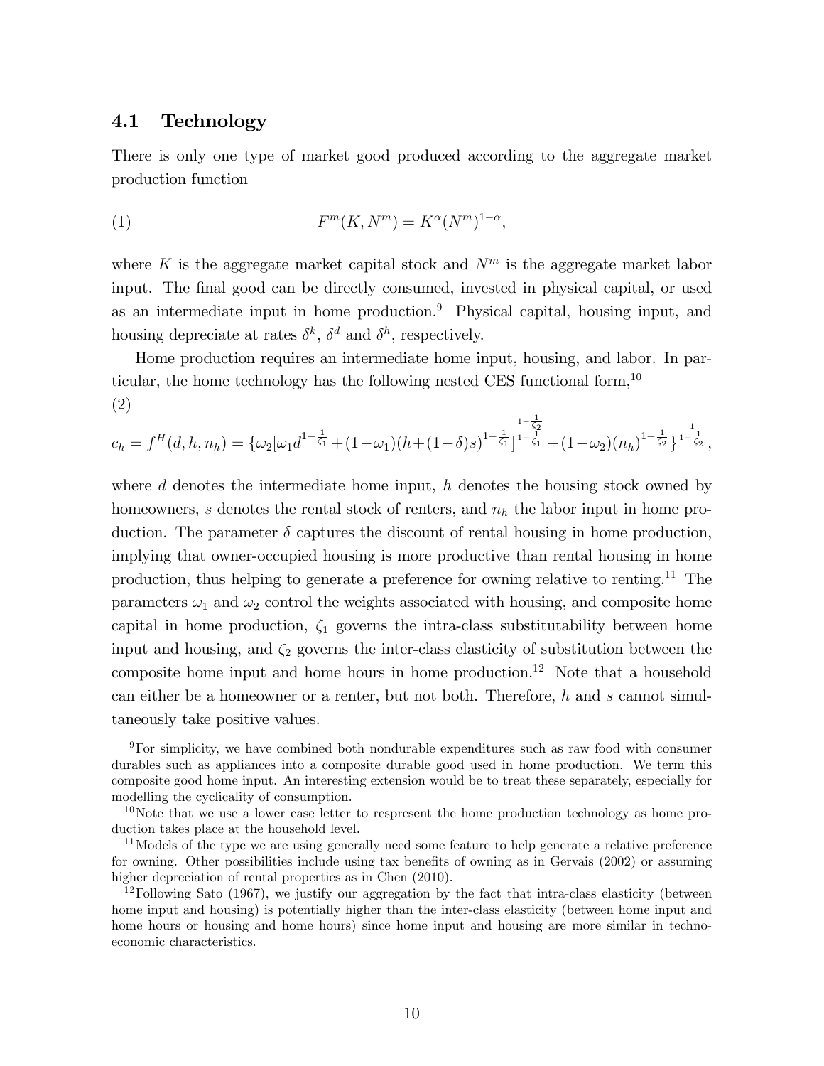## 4.1 Technology

There is only one type of market good produced according to the aggregate market production function

$$F^m(K, N^m) = K^{\alpha}(N^m)^{1-\alpha}, \tag{1}$$

where $K$ is the aggregate market capital stock and $N^m$ is the aggregate market labor input. The final good can be directly consumed, invested in physical capital, or used as an intermediate input in home production.[9] Physical capital, housing input, and housing depreciate at rates $\delta^k$, $\delta^d$ and $\delta^h$, respectively.

Home production requires an intermediate home input, housing, and labor. In particular, the home technology has the following nested CES functional form,[10]

(2)

$$c_h = f^H(d, h, n_h) = \{\omega_2[\omega_1 d^{1-\frac{1}{\zeta_1}} + (1-\omega_1)(h+(1-\delta)s)^{1-\frac{1}{\zeta_1}}]^{\frac{1-\frac{1}{\zeta_2}}{1-\frac{1}{\zeta_1}}} + (1-\omega_2)(n_h)^{1-\frac{1}{\zeta_2}}\}^{\frac{1}{1-\frac{1}{\zeta_2}}},$$

where $d$ denotes the intermediate home input, $h$ denotes the housing stock owned by homeowners, $s$ denotes the rental stock of renters, and $n_h$ the labor input in home production. The parameter $\delta$ captures the discount of rental housing in home production, implying that owner-occupied housing is more productive than rental housing in home production, thus helping to generate a preference for owning relative to renting.[11] The parameters $\omega_1$ and $\omega_2$ control the weights associated with housing, and composite home capital in home production, $\zeta_1$ governs the intra-class substitutability between home input and housing, and $\zeta_2$ governs the inter-class elasticity of substitution between the composite home input and home hours in home production.[12] Note that a household can either be a homeowner or a renter, but not both. Therefore, $h$ and $s$ cannot simultaneously take positive values.

---

[9] For simplicity, we have combined both nondurable expenditures such as raw food with consumer durables such as appliances into a composite durable good used in home production. We term this composite good home input. An interesting extension would be to treat these separately, especially for modelling the cyclicality of consumption.

[10] Note that we use a lower case letter to respresent the home production technology as home production takes place at the household level.

[11] Models of the type we are using generally need some feature to help generate a relative preference for owning. Other possibilities include using tax benefits of owning as in Gervais (2002) or assuming higher depreciation of rental properties as in Chen (2010).

[12] Following Sato (1967), we justify our aggregation by the fact that intra-class elasticity (between home input and housing) is potentially higher than the inter-class elasticity (between home input and home hours or housing and home hours) since home input and housing are more similar in techno-economic characteristics.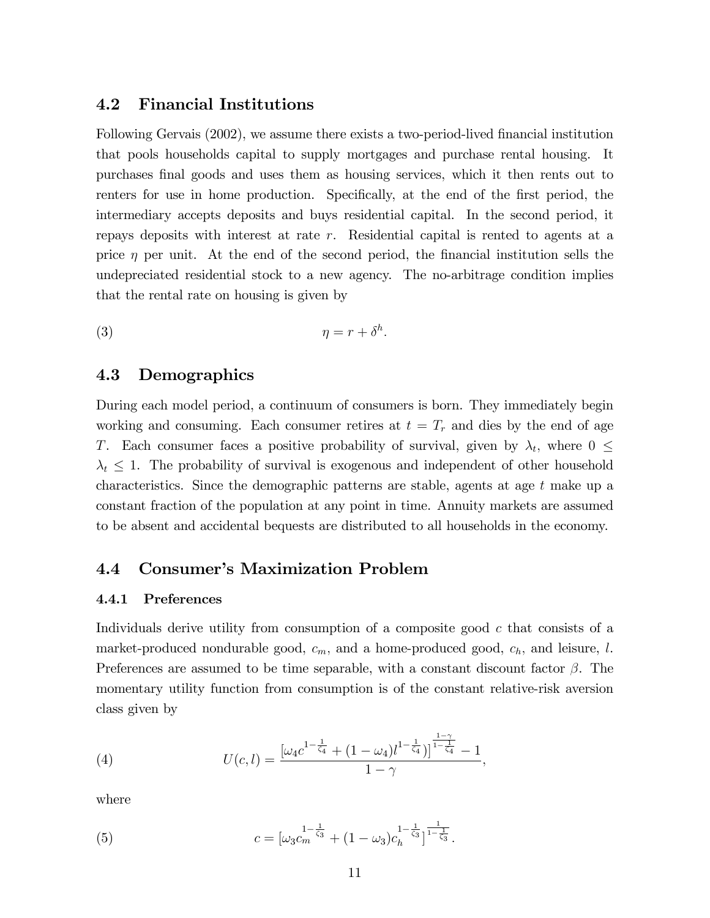## 4.2 Financial Institutions

Following Gervais (2002), we assume there exists a two-period-lived financial institution that pools households capital to supply mortgages and purchase rental housing. It purchases final goods and uses them as housing services, which it then rents out to renters for use in home production. Specifically, at the end of the first period, the intermediary accepts deposits and buys residential capital. In the second period, it repays deposits with interest at rate $r$. Residential capital is rented to agents at a price $\eta$ per unit. At the end of the second period, the financial institution sells the undepreciated residential stock to a new agency. The no-arbitrage condition implies that the rental rate on housing is given by

$$\eta = r + \delta^h. \tag{3}$$

## 4.3 Demographics

During each model period, a continuum of consumers is born. They immediately begin working and consuming. Each consumer retires at $t = T_r$ and dies by the end of age $T$. Each consumer faces a positive probability of survival, given by $\lambda_t$, where $0 \leq \lambda_t \leq 1$. The probability of survival is exogenous and independent of other household characteristics. Since the demographic patterns are stable, agents at age $t$ make up a constant fraction of the population at any point in time. Annuity markets are assumed to be absent and accidental bequests are distributed to all households in the economy.

## 4.4 Consumer's Maximization Problem

### 4.4.1 Preferences

Individuals derive utility from consumption of a composite good $c$ that consists of a market-produced nondurable good, $c_m$, and a home-produced good, $c_h$, and leisure, $l$. Preferences are assumed to be time separable, with a constant discount factor $\beta$. The momentary utility function from consumption is of the constant relative-risk aversion class given by

$$U(c,l) = \frac{[\omega_4 c^{1-\frac{1}{\zeta_4}} + (1-\omega_4) l^{1-\frac{1}{\zeta_4}})]^{\frac{1-\gamma}{1-\frac{1}{\zeta_4}}} - 1}{1-\gamma}, \tag{4}$$

where

$$c = [\omega_3 c_m^{1-\frac{1}{\zeta_3}} + (1-\omega_3) c_h^{1-\frac{1}{\zeta_3}}]^{\frac{1}{1-\frac{1}{\zeta_3}}}. \tag{5}$$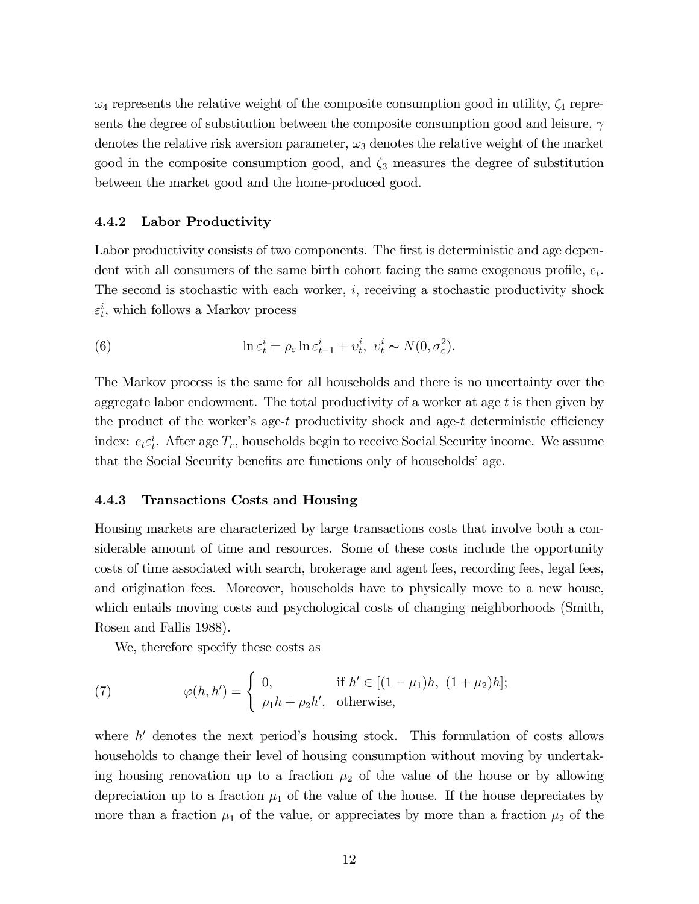$\omega_4$ represents the relative weight of the composite consumption good in utility, $\zeta_4$ represents the degree of substitution between the composite consumption good and leisure, $\gamma$ denotes the relative risk aversion parameter, $\omega_3$ denotes the relative weight of the market good in the composite consumption good, and $\zeta_3$ measures the degree of substitution between the market good and the home-produced good.

### 4.4.2 Labor Productivity

Labor productivity consists of two components. The first is deterministic and age dependent with all consumers of the same birth cohort facing the same exogenous profile, $e_t$. The second is stochastic with each worker, $i$, receiving a stochastic productivity shock $\varepsilon_t^i$, which follows a Markov process

$$\ln \varepsilon_t^i = \rho_\varepsilon \ln \varepsilon_{t-1}^i + \upsilon_t^i, \;\; \upsilon_t^i \sim N(0, \sigma_\varepsilon^2). \tag{6}$$

The Markov process is the same for all households and there is no uncertainty over the aggregate labor endowment. The total productivity of a worker at age $t$ is then given by the product of the worker's age-$t$ productivity shock and age-$t$ deterministic efficiency index: $e_t \varepsilon_t^i$. After age $T_r$, households begin to receive Social Security income. We assume that the Social Security benefits are functions only of households' age.

### 4.4.3 Transactions Costs and Housing

Housing markets are characterized by large transactions costs that involve both a considerable amount of time and resources. Some of these costs include the opportunity costs of time associated with search, brokerage and agent fees, recording fees, legal fees, and origination fees. Moreover, households have to physically move to a new house, which entails moving costs and psychological costs of changing neighborhoods (Smith, Rosen and Fallis 1988).

We, therefore specify these costs as

$$\varphi(h, h') = \begin{cases} 0, & \text{if } h' \in [(1-\mu_1)h, \; (1+\mu_2)h]; \\ \rho_1 h + \rho_2 h', & \text{otherwise,} \end{cases} \tag{7}$$

where $h'$ denotes the next period's housing stock. This formulation of costs allows households to change their level of housing consumption without moving by undertaking housing renovation up to a fraction $\mu_2$ of the value of the house or by allowing depreciation up to a fraction $\mu_1$ of the value of the house. If the house depreciates by more than a fraction $\mu_1$ of the value, or appreciates by more than a fraction $\mu_2$ of the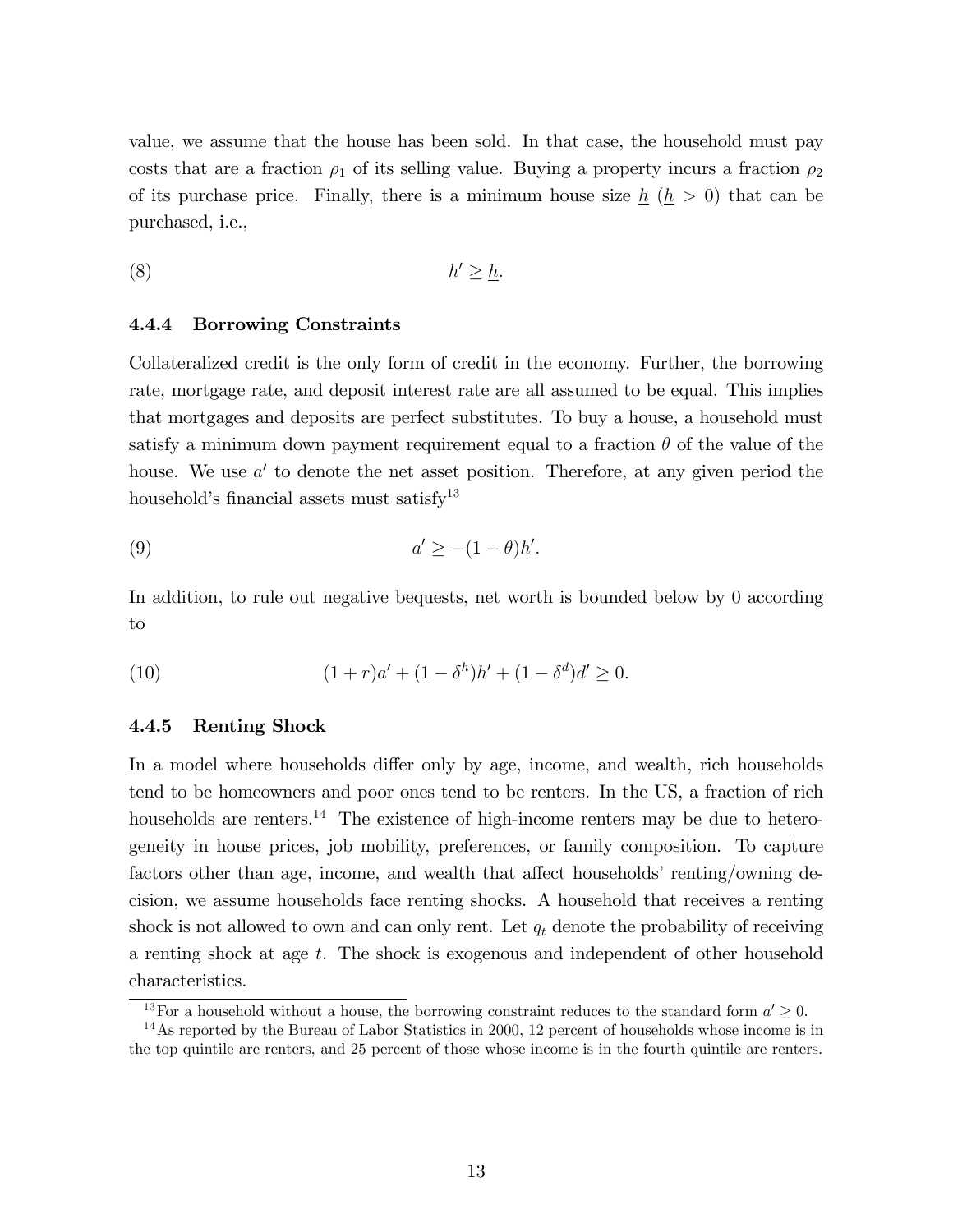value, we assume that the house has been sold. In that case, the household must pay costs that are a fraction $\rho_1$ of its selling value. Buying a property incurs a fraction $\rho_2$ of its purchase price. Finally, there is a minimum house size $\underline{h}$ ($\underline{h} > 0$) that can be purchased, i.e.,

$$h' \geq \underline{h}. \tag{8}$$

#### 4.4.4 Borrowing Constraints

Collateralized credit is the only form of credit in the economy. Further, the borrowing rate, mortgage rate, and deposit interest rate are all assumed to be equal. This implies that mortgages and deposits are perfect substitutes. To buy a house, a household must satisfy a minimum down payment requirement equal to a fraction $\theta$ of the value of the house. We use $a'$ to denote the net asset position. Therefore, at any given period the household's financial assets must satisfy[13]

$$a' \geq -(1-\theta)h'. \tag{9}$$

In addition, to rule out negative bequests, net worth is bounded below by 0 according to

$$(1+r)a' + (1-\delta^h)h' + (1-\delta^d)d' \geq 0. \tag{10}$$

#### 4.4.5 Renting Shock

In a model where households differ only by age, income, and wealth, rich households tend to be homeowners and poor ones tend to be renters. In the US, a fraction of rich households are renters.[14] The existence of high-income renters may be due to heterogeneity in house prices, job mobility, preferences, or family composition. To capture factors other than age, income, and wealth that affect households' renting/owning decision, we assume households face renting shocks. A household that receives a renting shock is not allowed to own and can only rent. Let $q_t$ denote the probability of receiving a renting shock at age $t$. The shock is exogenous and independent of other household characteristics.

[13] For a household without a house, the borrowing constraint reduces to the standard form $a' \geq 0$.

[14] As reported by the Bureau of Labor Statistics in 2000, 12 percent of households whose income is in the top quintile are renters, and 25 percent of those whose income is in the fourth quintile are renters.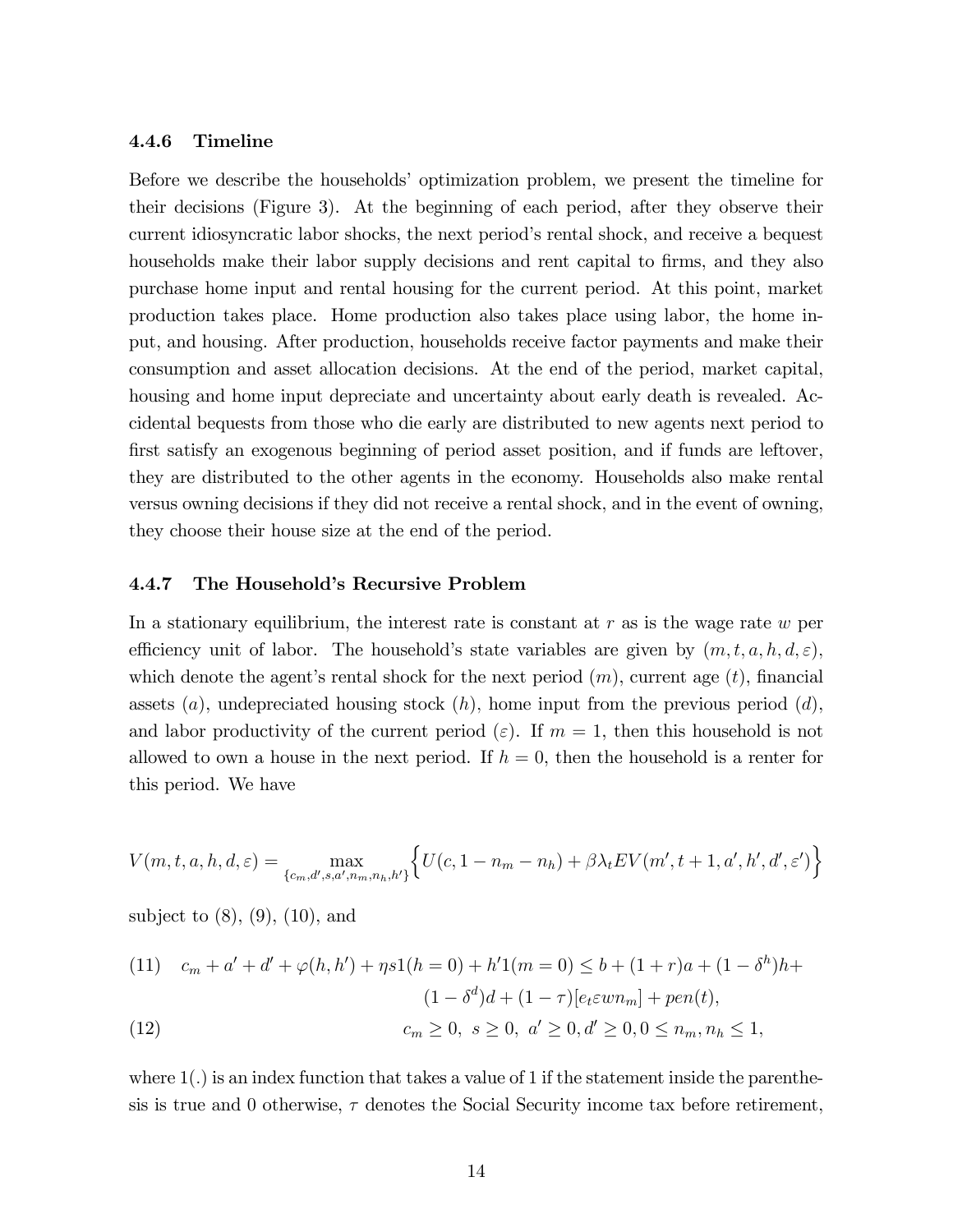#### 4.4.6 Timeline

Before we describe the households' optimization problem, we present the timeline for their decisions (Figure 3). At the beginning of each period, after they observe their current idiosyncratic labor shocks, the next period's rental shock, and receive a bequest households make their labor supply decisions and rent capital to firms, and they also purchase home input and rental housing for the current period. At this point, market production takes place. Home production also takes place using labor, the home input, and housing. After production, households receive factor payments and make their consumption and asset allocation decisions. At the end of the period, market capital, housing and home input depreciate and uncertainty about early death is revealed. Accidental bequests from those who die early are distributed to new agents next period to first satisfy an exogenous beginning of period asset position, and if funds are leftover, they are distributed to the other agents in the economy. Households also make rental versus owning decisions if they did not receive a rental shock, and in the event of owning, they choose their house size at the end of the period.

#### 4.4.7 The Household's Recursive Problem

In a stationary equilibrium, the interest rate is constant at $r$ as is the wage rate $w$ per efficiency unit of labor. The household's state variables are given by $(m, t, a, h, d, \varepsilon)$, which denote the agent's rental shock for the next period $(m)$, current age $(t)$, financial assets $(a)$, undepreciated housing stock $(h)$, home input from the previous period $(d)$, and labor productivity of the current period $(\varepsilon)$. If $m = 1$, then this household is not allowed to own a house in the next period. If $h = 0$, then the household is a renter for this period. We have

$$V(m, t, a, h, d, \varepsilon) = \max_{\{c_m, d', s, a', n_m, n_h, h'\}} \Big\{ U(c, 1 - n_m - n_h) + \beta \lambda_t E V(m', t+1, a', h', d', \varepsilon') \Big\}$$

subject to (8), (9), (10), and

$$(11) \quad c_m + a' + d' + \varphi(h, h') + \eta s 1(h = 0) + h' 1(m = 0) \leq b + (1 + r)a + (1 - \delta^h)h + (1 - \delta^d)d + (1 - \tau)[e_t \varepsilon w n_m] + pen(t),$$

$$(12) \quad c_m \geq 0, \; s \geq 0, \; a' \geq 0, d' \geq 0, 0 \leq n_m, n_h \leq 1,$$

where $1(.)$ is an index function that takes a value of 1 if the statement inside the parenthesis is true and 0 otherwise, $\tau$ denotes the Social Security income tax before retirement,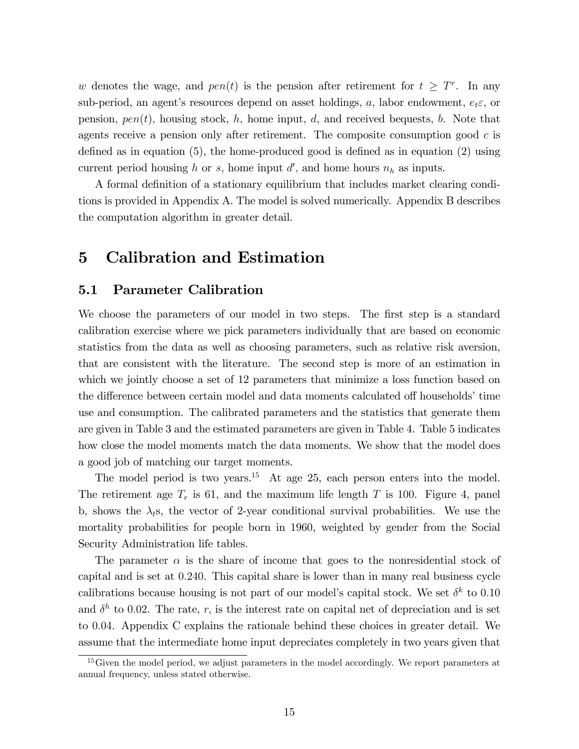$w$ denotes the wage, and $pen(t)$ is the pension after retirement for $t \geq T^r$. In any sub-period, an agent's resources depend on asset holdings, $a$, labor endowment, $e_t\varepsilon$, or pension, $pen(t)$, housing stock, $h$, home input, $d$, and received bequests, $b$. Note that agents receive a pension only after retirement. The composite consumption good $c$ is defined as in equation (5), the home-produced good is defined as in equation (2) using current period housing $h$ or $s$, home input $d'$, and home hours $n_h$ as inputs.

A formal definition of a stationary equilibrium that includes market clearing conditions is provided in Appendix A. The model is solved numerically. Appendix B describes the computation algorithm in greater detail.

# 5 Calibration and Estimation

## 5.1 Parameter Calibration

We choose the parameters of our model in two steps. The first step is a standard calibration exercise where we pick parameters individually that are based on economic statistics from the data as well as choosing parameters, such as relative risk aversion, that are consistent with the literature. The second step is more of an estimation in which we jointly choose a set of 12 parameters that minimize a loss function based on the difference between certain model and data moments calculated off households' time use and consumption. The calibrated parameters and the statistics that generate them are given in Table 3 and the estimated parameters are given in Table 4. Table 5 indicates how close the model moments match the data moments. We show that the model does a good job of matching our target moments.

The model period is two years.[15] At age 25, each person enters into the model. The retirement age $T_r$ is 61, and the maximum life length $T$ is 100. Figure 4, panel b, shows the $\lambda_t$s, the vector of 2-year conditional survival probabilities. We use the mortality probabilities for people born in 1960, weighted by gender from the Social Security Administration life tables.

The parameter $\alpha$ is the share of income that goes to the nonresidential stock of capital and is set at 0.240. This capital share is lower than in many real business cycle calibrations because housing is not part of our model's capital stock. We set $\delta^k$ to 0.10 and $\delta^h$ to 0.02. The rate, $r$, is the interest rate on capital net of depreciation and is set to 0.04. Appendix C explains the rationale behind these choices in greater detail. We assume that the intermediate home input depreciates completely in two years given that

[15] Given the model period, we adjust parameters in the model accordingly. We report parameters at annual frequency, unless stated otherwise.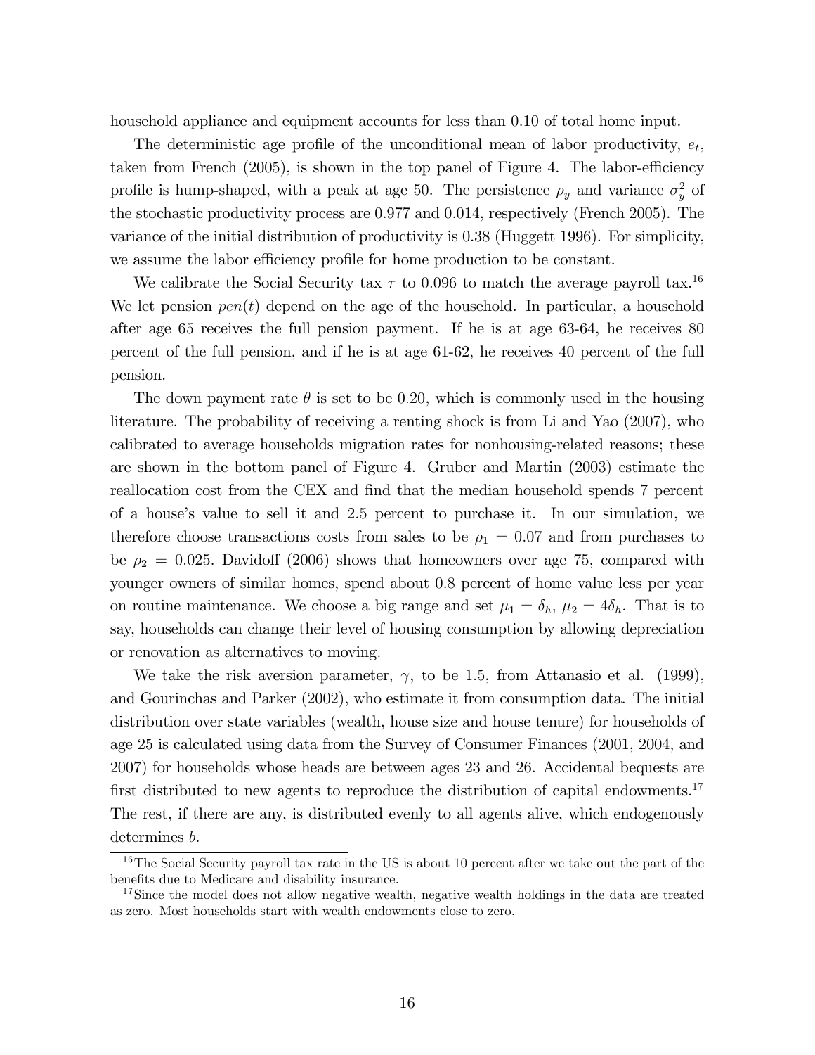household appliance and equipment accounts for less than 0.10 of total home input.

The deterministic age profile of the unconditional mean of labor productivity, $e_t$, taken from French (2005), is shown in the top panel of Figure 4. The labor-efficiency profile is hump-shaped, with a peak at age 50. The persistence $\rho_y$ and variance $\sigma_y^2$ of the stochastic productivity process are 0.977 and 0.014, respectively (French 2005). The variance of the initial distribution of productivity is 0.38 (Huggett 1996). For simplicity, we assume the labor efficiency profile for home production to be constant.

We calibrate the Social Security tax $\tau$ to 0.096 to match the average payroll tax.[16] We let pension $pen(t)$ depend on the age of the household. In particular, a household after age 65 receives the full pension payment. If he is at age 63-64, he receives 80 percent of the full pension, and if he is at age 61-62, he receives 40 percent of the full pension.

The down payment rate $\theta$ is set to be 0.20, which is commonly used in the housing literature. The probability of receiving a renting shock is from Li and Yao (2007), who calibrated to average households migration rates for nonhousing-related reasons; these are shown in the bottom panel of Figure 4. Gruber and Martin (2003) estimate the reallocation cost from the CEX and find that the median household spends 7 percent of a house's value to sell it and 2.5 percent to purchase it. In our simulation, we therefore choose transactions costs from sales to be $\rho_1 = 0.07$ and from purchases to be $\rho_2 = 0.025$. Davidoff (2006) shows that homeowners over age 75, compared with younger owners of similar homes, spend about 0.8 percent of home value less per year on routine maintenance. We choose a big range and set $\mu_1 = \delta_h$, $\mu_2 = 4\delta_h$. That is to say, households can change their level of housing consumption by allowing depreciation or renovation as alternatives to moving.

We take the risk aversion parameter, $\gamma$, to be 1.5, from Attanasio et al. (1999), and Gourinchas and Parker (2002), who estimate it from consumption data. The initial distribution over state variables (wealth, house size and house tenure) for households of age 25 is calculated using data from the Survey of Consumer Finances (2001, 2004, and 2007) for households whose heads are between ages 23 and 26. Accidental bequests are first distributed to new agents to reproduce the distribution of capital endowments.[17] The rest, if there are any, is distributed evenly to all agents alive, which endogenously determines $b$.

[16] The Social Security payroll tax rate in the US is about 10 percent after we take out the part of the benefits due to Medicare and disability insurance.

[17] Since the model does not allow negative wealth, negative wealth holdings in the data are treated as zero. Most households start with wealth endowments close to zero.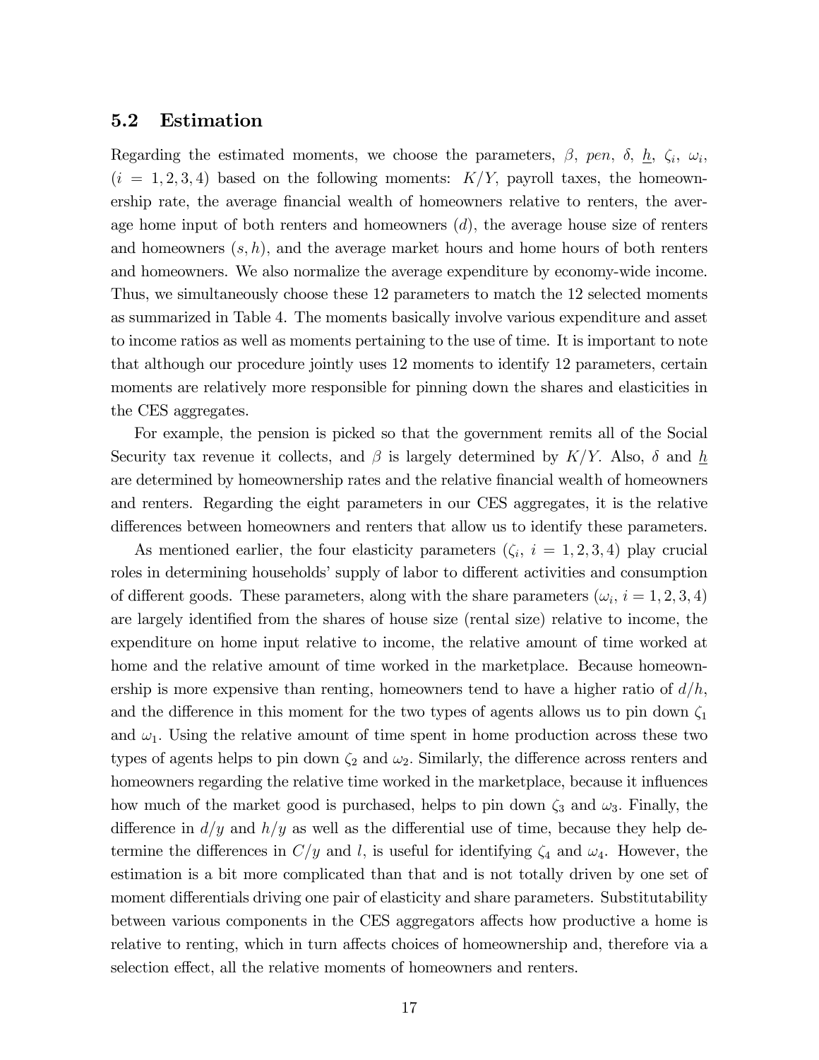## 5.2 Estimation

Regarding the estimated moments, we choose the parameters, $\beta$, $pen$, $\delta$, $\underline{h}$, $\zeta_i$, $\omega_i$, $(i = 1, 2, 3, 4)$ based on the following moments: $K/Y$, payroll taxes, the homeownership rate, the average financial wealth of homeowners relative to renters, the average home input of both renters and homeowners $(d)$, the average house size of renters and homeowners $(s, h)$, and the average market hours and home hours of both renters and homeowners. We also normalize the average expenditure by economy-wide income. Thus, we simultaneously choose these 12 parameters to match the 12 selected moments as summarized in Table 4. The moments basically involve various expenditure and asset to income ratios as well as moments pertaining to the use of time. It is important to note that although our procedure jointly uses 12 moments to identify 12 parameters, certain moments are relatively more responsible for pinning down the shares and elasticities in the CES aggregates.

For example, the pension is picked so that the government remits all of the Social Security tax revenue it collects, and $\beta$ is largely determined by $K/Y$. Also, $\delta$ and $\underline{h}$ are determined by homeownership rates and the relative financial wealth of homeowners and renters. Regarding the eight parameters in our CES aggregates, it is the relative differences between homeowners and renters that allow us to identify these parameters.

As mentioned earlier, the four elasticity parameters ($\zeta_i$, $i = 1, 2, 3, 4$) play crucial roles in determining households' supply of labor to different activities and consumption of different goods. These parameters, along with the share parameters ($\omega_i$, $i = 1, 2, 3, 4$) are largely identified from the shares of house size (rental size) relative to income, the expenditure on home input relative to income, the relative amount of time worked at home and the relative amount of time worked in the marketplace. Because homeownership is more expensive than renting, homeowners tend to have a higher ratio of $d/h$, and the difference in this moment for the two types of agents allows us to pin down $\zeta_1$ and $\omega_1$. Using the relative amount of time spent in home production across these two types of agents helps to pin down $\zeta_2$ and $\omega_2$. Similarly, the difference across renters and homeowners regarding the relative time worked in the marketplace, because it influences how much of the market good is purchased, helps to pin down $\zeta_3$ and $\omega_3$. Finally, the difference in $d/y$ and $h/y$ as well as the differential use of time, because they help determine the differences in $C/y$ and $l$, is useful for identifying $\zeta_4$ and $\omega_4$. However, the estimation is a bit more complicated than that and is not totally driven by one set of moment differentials driving one pair of elasticity and share parameters. Substitutability between various components in the CES aggregators affects how productive a home is relative to renting, which in turn affects choices of homeownership and, therefore via a selection effect, all the relative moments of homeowners and renters.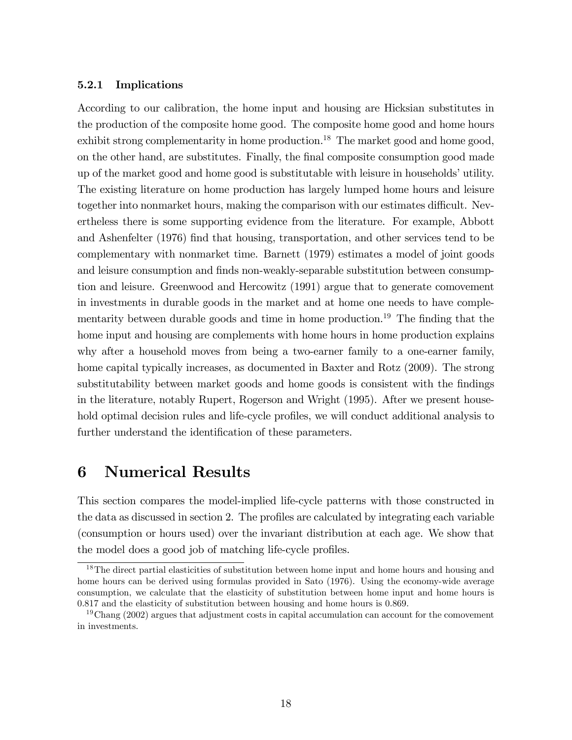### 5.2.1 Implications

According to our calibration, the home input and housing are Hicksian substitutes in the production of the composite home good. The composite home good and home hours exhibit strong complementarity in home production.[18] The market good and home good, on the other hand, are substitutes. Finally, the final composite consumption good made up of the market good and home good is substitutable with leisure in households' utility. The existing literature on home production has largely lumped home hours and leisure together into nonmarket hours, making the comparison with our estimates difficult. Nevertheless there is some supporting evidence from the literature. For example, Abbott and Ashenfelter (1976) find that housing, transportation, and other services tend to be complementary with nonmarket time. Barnett (1979) estimates a model of joint goods and leisure consumption and finds non-weakly-separable substitution between consumption and leisure. Greenwood and Hercowitz (1991) argue that to generate comovement in investments in durable goods in the market and at home one needs to have complementarity between durable goods and time in home production.[19] The finding that the home input and housing are complements with home hours in home production explains why after a household moves from being a two-earner family to a one-earner family, home capital typically increases, as documented in Baxter and Rotz (2009). The strong substitutability between market goods and home goods is consistent with the findings in the literature, notably Rupert, Rogerson and Wright (1995). After we present household optimal decision rules and life-cycle profiles, we will conduct additional analysis to further understand the identification of these parameters.

# 6 Numerical Results

This section compares the model-implied life-cycle patterns with those constructed in the data as discussed in section 2. The profiles are calculated by integrating each variable (consumption or hours used) over the invariant distribution at each age. We show that the model does a good job of matching life-cycle profiles.

[18] The direct partial elasticities of substitution between home input and home hours and housing and home hours can be derived using formulas provided in Sato (1976). Using the economy-wide average consumption, we calculate that the elasticity of substitution between home input and home hours is 0.817 and the elasticity of substitution between housing and home hours is 0.869.

[19] Chang (2002) argues that adjustment costs in capital accumulation can account for the comovement in investments.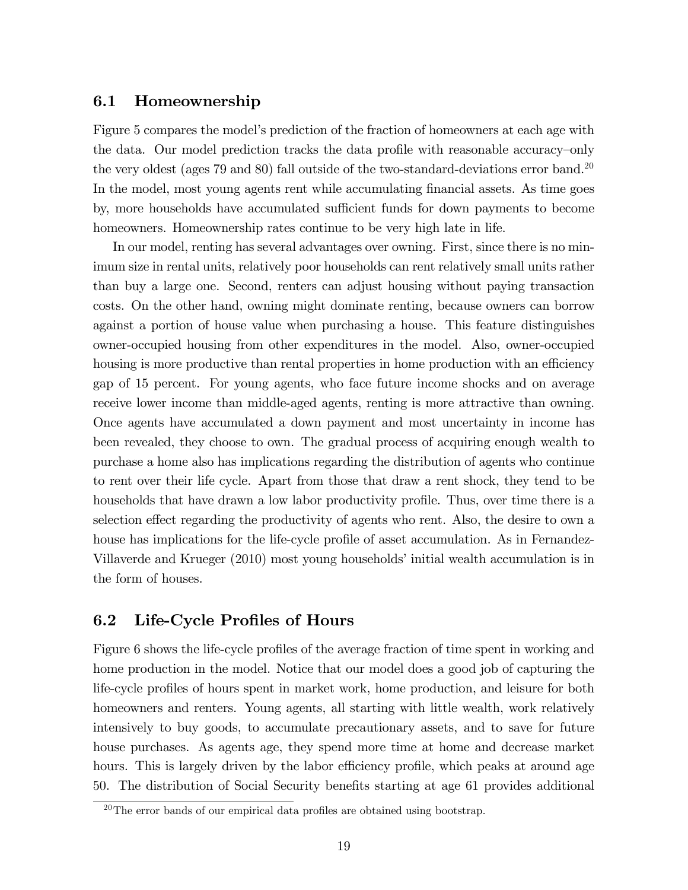## 6.1 Homeownership

Figure 5 compares the model's prediction of the fraction of homeowners at each age with the data. Our model prediction tracks the data profile with reasonable accuracy–only the very oldest (ages 79 and 80) fall outside of the two-standard-deviations error band.[20] In the model, most young agents rent while accumulating financial assets. As time goes by, more households have accumulated sufficient funds for down payments to become homeowners. Homeownership rates continue to be very high late in life.

In our model, renting has several advantages over owning. First, since there is no minimum size in rental units, relatively poor households can rent relatively small units rather than buy a large one. Second, renters can adjust housing without paying transaction costs. On the other hand, owning might dominate renting, because owners can borrow against a portion of house value when purchasing a house. This feature distinguishes owner-occupied housing from other expenditures in the model. Also, owner-occupied housing is more productive than rental properties in home production with an efficiency gap of 15 percent. For young agents, who face future income shocks and on average receive lower income than middle-aged agents, renting is more attractive than owning. Once agents have accumulated a down payment and most uncertainty in income has been revealed, they choose to own. The gradual process of acquiring enough wealth to purchase a home also has implications regarding the distribution of agents who continue to rent over their life cycle. Apart from those that draw a rent shock, they tend to be households that have drawn a low labor productivity profile. Thus, over time there is a selection effect regarding the productivity of agents who rent. Also, the desire to own a house has implications for the life-cycle profile of asset accumulation. As in Fernandez-Villaverde and Krueger (2010) most young households' initial wealth accumulation is in the form of houses.

## 6.2 Life-Cycle Profiles of Hours

Figure 6 shows the life-cycle profiles of the average fraction of time spent in working and home production in the model. Notice that our model does a good job of capturing the life-cycle profiles of hours spent in market work, home production, and leisure for both homeowners and renters. Young agents, all starting with little wealth, work relatively intensively to buy goods, to accumulate precautionary assets, and to save for future house purchases. As agents age, they spend more time at home and decrease market hours. This is largely driven by the labor efficiency profile, which peaks at around age 50. The distribution of Social Security benefits starting at age 61 provides additional

[20] The error bands of our empirical data profiles are obtained using bootstrap.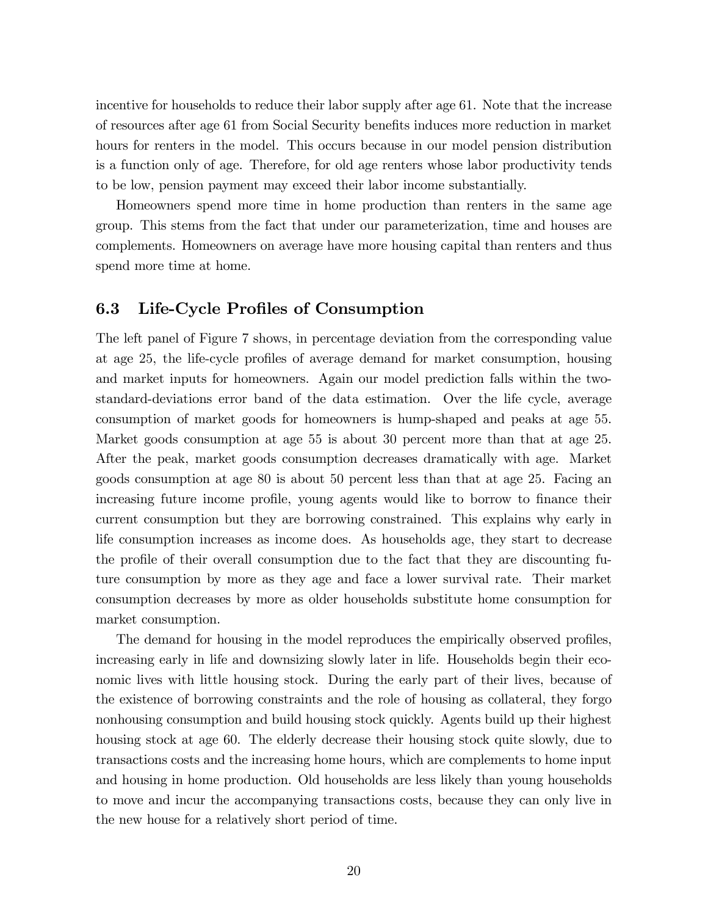incentive for households to reduce their labor supply after age 61. Note that the increase of resources after age 61 from Social Security benefits induces more reduction in market hours for renters in the model. This occurs because in our model pension distribution is a function only of age. Therefore, for old age renters whose labor productivity tends to be low, pension payment may exceed their labor income substantially.

Homeowners spend more time in home production than renters in the same age group. This stems from the fact that under our parameterization, time and houses are complements. Homeowners on average have more housing capital than renters and thus spend more time at home.

### 6.3 Life-Cycle Profiles of Consumption

The left panel of Figure 7 shows, in percentage deviation from the corresponding value at age 25, the life-cycle profiles of average demand for market consumption, housing and market inputs for homeowners. Again our model prediction falls within the two-standard-deviations error band of the data estimation. Over the life cycle, average consumption of market goods for homeowners is hump-shaped and peaks at age 55. Market goods consumption at age 55 is about 30 percent more than that at age 25. After the peak, market goods consumption decreases dramatically with age. Market goods consumption at age 80 is about 50 percent less than that at age 25. Facing an increasing future income profile, young agents would like to borrow to finance their current consumption but they are borrowing constrained. This explains why early in life consumption increases as income does. As households age, they start to decrease the profile of their overall consumption due to the fact that they are discounting future consumption by more as they age and face a lower survival rate. Their market consumption decreases by more as older households substitute home consumption for market consumption.

The demand for housing in the model reproduces the empirically observed profiles, increasing early in life and downsizing slowly later in life. Households begin their economic lives with little housing stock. During the early part of their lives, because of the existence of borrowing constraints and the role of housing as collateral, they forgo nonhousing consumption and build housing stock quickly. Agents build up their highest housing stock at age 60. The elderly decrease their housing stock quite slowly, due to transactions costs and the increasing home hours, which are complements to home input and housing in home production. Old households are less likely than young households to move and incur the accompanying transactions costs, because they can only live in the new house for a relatively short period of time.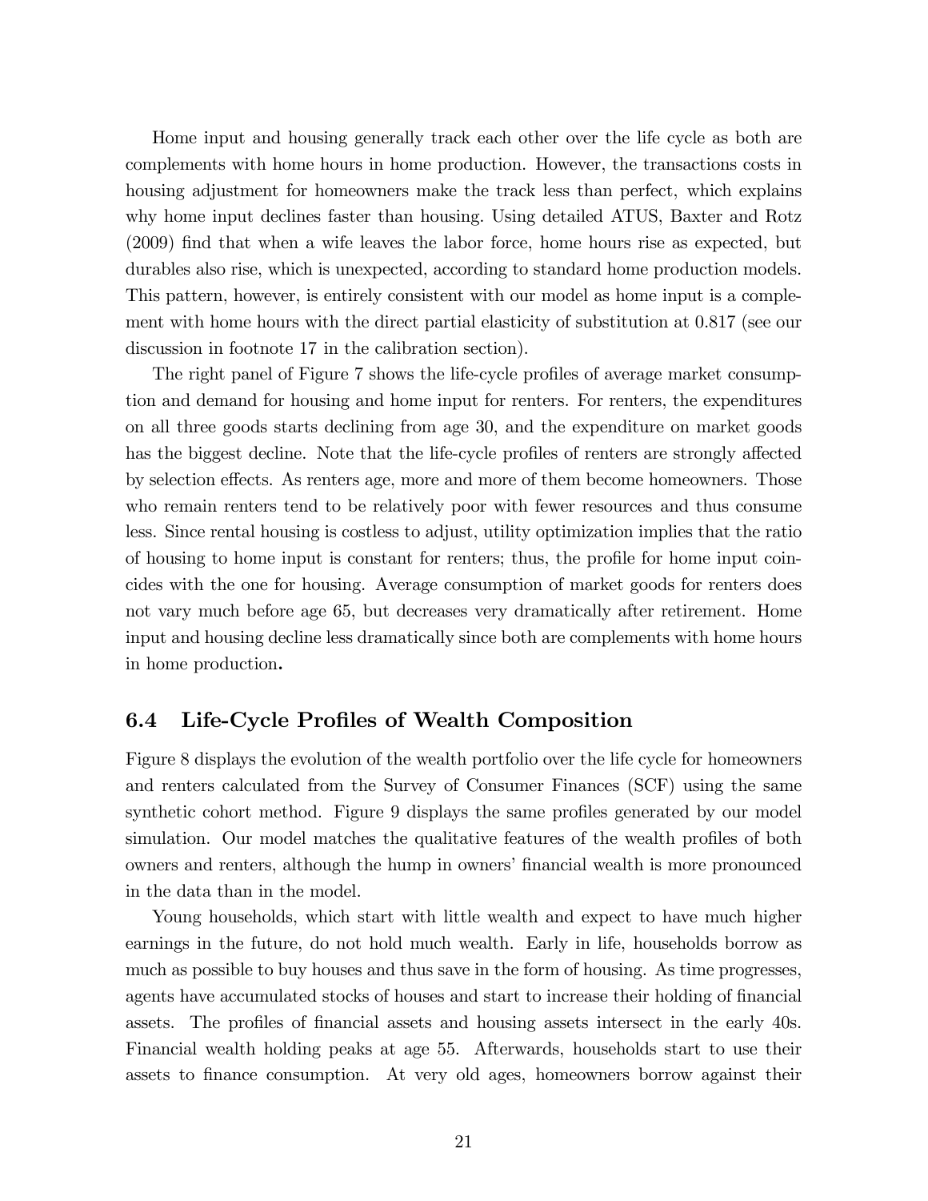Home input and housing generally track each other over the life cycle as both are complements with home hours in home production. However, the transactions costs in housing adjustment for homeowners make the track less than perfect, which explains why home input declines faster than housing. Using detailed ATUS, Baxter and Rotz (2009) find that when a wife leaves the labor force, home hours rise as expected, but durables also rise, which is unexpected, according to standard home production models. This pattern, however, is entirely consistent with our model as home input is a complement with home hours with the direct partial elasticity of substitution at 0.817 (see our discussion in footnote 17 in the calibration section).

The right panel of Figure 7 shows the life-cycle profiles of average market consumption and demand for housing and home input for renters. For renters, the expenditures on all three goods starts declining from age 30, and the expenditure on market goods has the biggest decline. Note that the life-cycle profiles of renters are strongly affected by selection effects. As renters age, more and more of them become homeowners. Those who remain renters tend to be relatively poor with fewer resources and thus consume less. Since rental housing is costless to adjust, utility optimization implies that the ratio of housing to home input is constant for renters; thus, the profile for home input coincides with the one for housing. Average consumption of market goods for renters does not vary much before age 65, but decreases very dramatically after retirement. Home input and housing decline less dramatically since both are complements with home hours in home production**.**

## 6.4 Life-Cycle Profiles of Wealth Composition

Figure 8 displays the evolution of the wealth portfolio over the life cycle for homeowners and renters calculated from the Survey of Consumer Finances (SCF) using the same synthetic cohort method. Figure 9 displays the same profiles generated by our model simulation. Our model matches the qualitative features of the wealth profiles of both owners and renters, although the hump in owners' financial wealth is more pronounced in the data than in the model.

Young households, which start with little wealth and expect to have much higher earnings in the future, do not hold much wealth. Early in life, households borrow as much as possible to buy houses and thus save in the form of housing. As time progresses, agents have accumulated stocks of houses and start to increase their holding of financial assets. The profiles of financial assets and housing assets intersect in the early 40s. Financial wealth holding peaks at age 55. Afterwards, households start to use their assets to finance consumption. At very old ages, homeowners borrow against their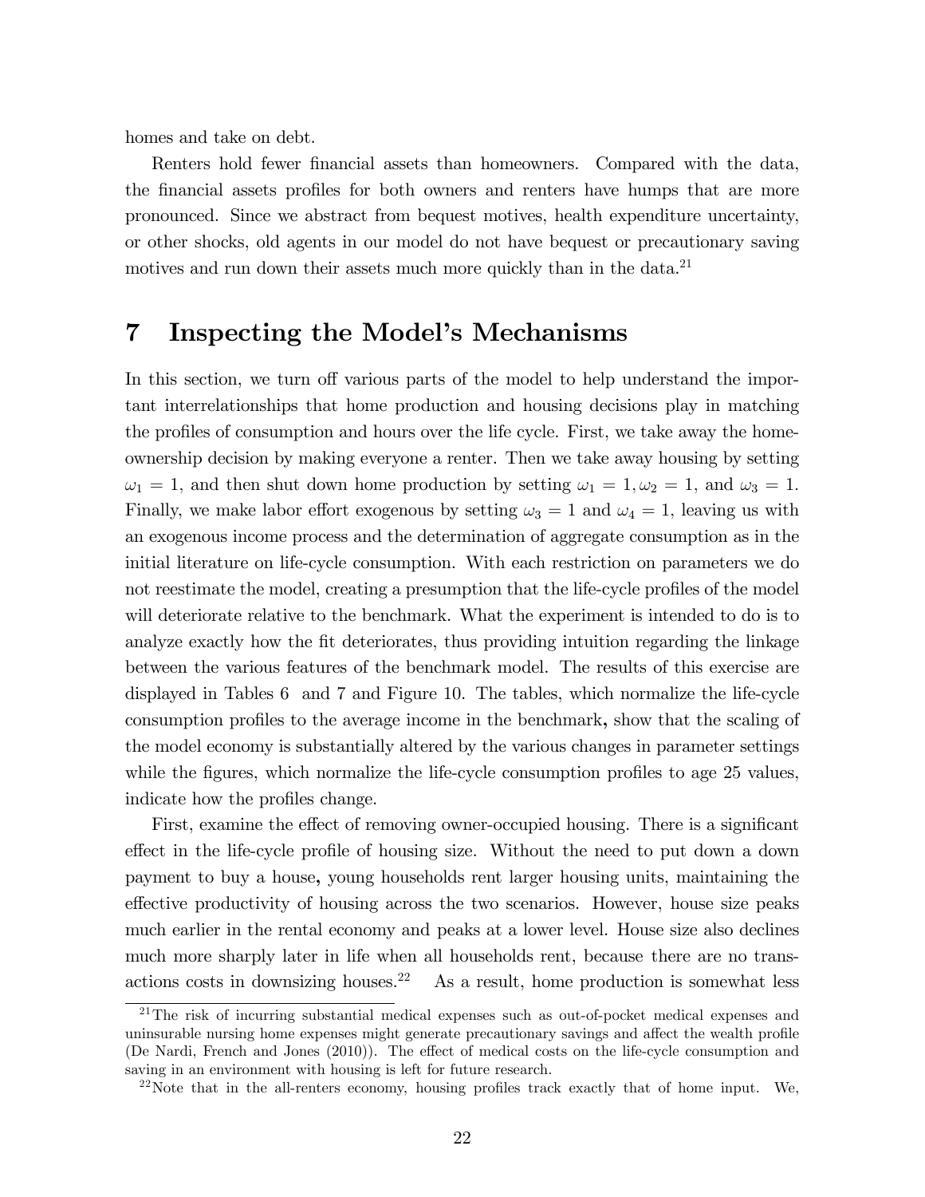homes and take on debt.

Renters hold fewer financial assets than homeowners. Compared with the data, the financial assets profiles for both owners and renters have humps that are more pronounced. Since we abstract from bequest motives, health expenditure uncertainty, or other shocks, old agents in our model do not have bequest or precautionary saving motives and run down their assets much more quickly than in the data.[21]

# 7 Inspecting the Model's Mechanisms

In this section, we turn off various parts of the model to help understand the important interrelationships that home production and housing decisions play in matching the profiles of consumption and hours over the life cycle. First, we take away the homeownership decision by making everyone a renter. Then we take away housing by setting $\omega_1 = 1$, and then shut down home production by setting $\omega_1 = 1, \omega_2 = 1$, and $\omega_3 = 1$. Finally, we make labor effort exogenous by setting $\omega_3 = 1$ and $\omega_4 = 1$, leaving us with an exogenous income process and the determination of aggregate consumption as in the initial literature on life-cycle consumption. With each restriction on parameters we do not reestimate the model, creating a presumption that the life-cycle profiles of the model will deteriorate relative to the benchmark. What the experiment is intended to do is to analyze exactly how the fit deteriorates, thus providing intuition regarding the linkage between the various features of the benchmark model. The results of this exercise are displayed in Tables 6 and 7 and Figure 10. The tables, which normalize the life-cycle consumption profiles to the average income in the benchmark**,** show that the scaling of the model economy is substantially altered by the various changes in parameter settings while the figures, which normalize the life-cycle consumption profiles to age 25 values, indicate how the profiles change.

First, examine the effect of removing owner-occupied housing. There is a significant effect in the life-cycle profile of housing size. Without the need to put down a down payment to buy a house**,** young households rent larger housing units, maintaining the effective productivity of housing across the two scenarios. However, house size peaks much earlier in the rental economy and peaks at a lower level. House size also declines much more sharply later in life when all households rent, because there are no transactions costs in downsizing houses.[22] As a result, home production is somewhat less

[21] The risk of incurring substantial medical expenses such as out-of-pocket medical expenses and uninsurable nursing home expenses might generate precautionary savings and affect the wealth profile (De Nardi, French and Jones (2010)). The effect of medical costs on the life-cycle consumption and saving in an environment with housing is left for future research.

[22] Note that in the all-renters economy, housing profiles track exactly that of home input. We,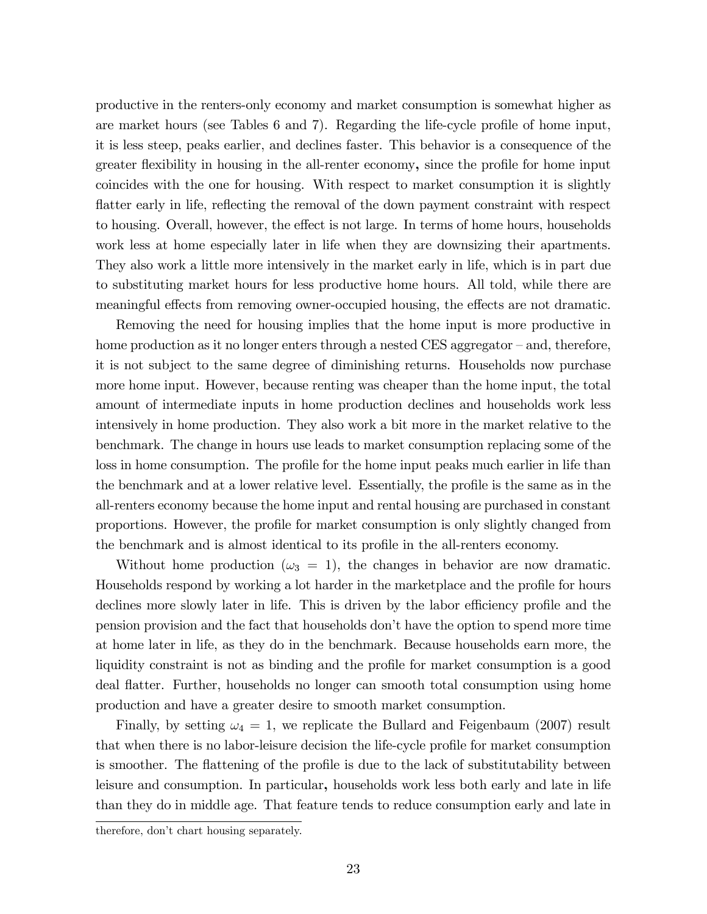productive in the renters-only economy and market consumption is somewhat higher as are market hours (see Tables 6 and 7). Regarding the life-cycle profile of home input, it is less steep, peaks earlier, and declines faster. This behavior is a consequence of the greater flexibility in housing in the all-renter economy, since the profile for home input coincides with the one for housing. With respect to market consumption it is slightly flatter early in life, reflecting the removal of the down payment constraint with respect to housing. Overall, however, the effect is not large. In terms of home hours, households work less at home especially later in life when they are downsizing their apartments. They also work a little more intensively in the market early in life, which is in part due to substituting market hours for less productive home hours. All told, while there are meaningful effects from removing owner-occupied housing, the effects are not dramatic.

Removing the need for housing implies that the home input is more productive in home production as it no longer enters through a nested CES aggregator – and, therefore, it is not subject to the same degree of diminishing returns. Households now purchase more home input. However, because renting was cheaper than the home input, the total amount of intermediate inputs in home production declines and households work less intensively in home production. They also work a bit more in the market relative to the benchmark. The change in hours use leads to market consumption replacing some of the loss in home consumption. The profile for the home input peaks much earlier in life than the benchmark and at a lower relative level. Essentially, the profile is the same as in the all-renters economy because the home input and rental housing are purchased in constant proportions. However, the profile for market consumption is only slightly changed from the benchmark and is almost identical to its profile in the all-renters economy.

Without home production ($\omega_3 = 1$), the changes in behavior are now dramatic. Households respond by working a lot harder in the marketplace and the profile for hours declines more slowly later in life. This is driven by the labor efficiency profile and the pension provision and the fact that households don't have the option to spend more time at home later in life, as they do in the benchmark. Because households earn more, the liquidity constraint is not as binding and the profile for market consumption is a good deal flatter. Further, households no longer can smooth total consumption using home production and have a greater desire to smooth market consumption.

Finally, by setting $\omega_4 = 1$, we replicate the Bullard and Feigenbaum (2007) result that when there is no labor-leisure decision the life-cycle profile for market consumption is smoother. The flattening of the profile is due to the lack of substitutability between leisure and consumption. In particular, households work less both early and late in life than they do in middle age. That feature tends to reduce consumption early and late in

therefore, don't chart housing separately.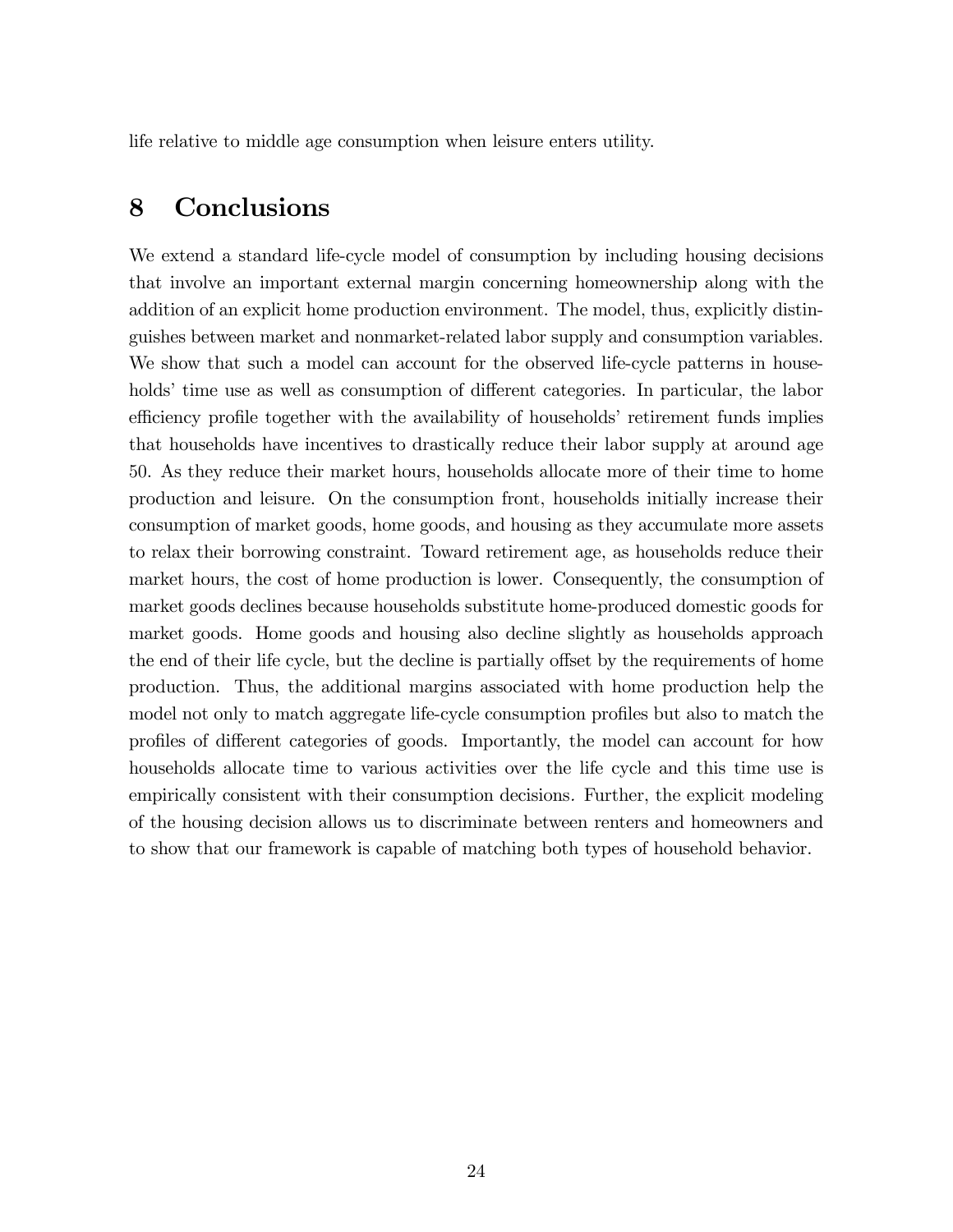life relative to middle age consumption when leisure enters utility.

# 8 Conclusions

We extend a standard life-cycle model of consumption by including housing decisions that involve an important external margin concerning homeownership along with the addition of an explicit home production environment. The model, thus, explicitly distinguishes between market and nonmarket-related labor supply and consumption variables. We show that such a model can account for the observed life-cycle patterns in households' time use as well as consumption of different categories. In particular, the labor efficiency profile together with the availability of households' retirement funds implies that households have incentives to drastically reduce their labor supply at around age 50. As they reduce their market hours, households allocate more of their time to home production and leisure. On the consumption front, households initially increase their consumption of market goods, home goods, and housing as they accumulate more assets to relax their borrowing constraint. Toward retirement age, as households reduce their market hours, the cost of home production is lower. Consequently, the consumption of market goods declines because households substitute home-produced domestic goods for market goods. Home goods and housing also decline slightly as households approach the end of their life cycle, but the decline is partially offset by the requirements of home production. Thus, the additional margins associated with home production help the model not only to match aggregate life-cycle consumption profiles but also to match the profiles of different categories of goods. Importantly, the model can account for how households allocate time to various activities over the life cycle and this time use is empirically consistent with their consumption decisions. Further, the explicit modeling of the housing decision allows us to discriminate between renters and homeowners and to show that our framework is capable of matching both types of household behavior.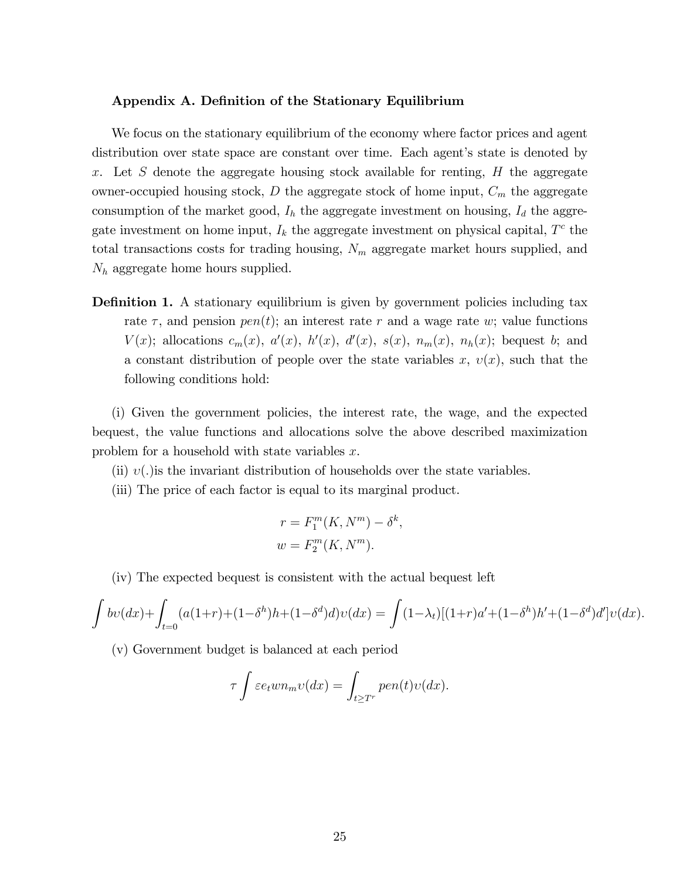### Appendix A. Definition of the Stationary Equilibrium

We focus on the stationary equilibrium of the economy where factor prices and agent distribution over state space are constant over time. Each agent's state is denoted by $x$. Let $S$ denote the aggregate housing stock available for renting, $H$ the aggregate owner-occupied housing stock, $D$ the aggregate stock of home input, $C_m$ the aggregate consumption of the market good, $I_h$ the aggregate investment on housing, $I_d$ the aggregate investment on home input, $I_k$ the aggregate investment on physical capital, $T^c$ the total transactions costs for trading housing, $N_m$ aggregate market hours supplied, and $N_h$ aggregate home hours supplied.

**Definition 1.** A stationary equilibrium is given by government policies including tax rate $\tau$, and pension $pen(t)$; an interest rate $r$ and a wage rate $w$; value functions $V(x)$; allocations $c_m(x)$, $a'(x)$, $h'(x)$, $d'(x)$, $s(x)$, $n_m(x)$, $n_h(x)$; bequest $b$; and a constant distribution of people over the state variables $x$, $\upsilon(x)$, such that the following conditions hold:

(i) Given the government policies, the interest rate, the wage, and the expected bequest, the value functions and allocations solve the above described maximization problem for a household with state variables $x$.

(ii) $\upsilon(.)$is the invariant distribution of households over the state variables.

(iii) The price of each factor is equal to its marginal product.

$$r = F_1^m(K, N^m) - \delta^k,$$
$$w = F_2^m(K, N^m).$$

(iv) The expected bequest is consistent with the actual bequest left

$$\int b\upsilon(dx)+\int_{t=0}(a(1+r)+(1-\delta^h)h+(1-\delta^d)d)\upsilon(dx) = \int(1-\lambda_t)[(1+r)a'+(1-\delta^h)h'+(1-\delta^d)d']\upsilon(dx).$$

(v) Government budget is balanced at each period

$$\tau \int \varepsilon e_t w n_m \upsilon(dx) = \int_{t \geq T^r} pen(t)\upsilon(dx).$$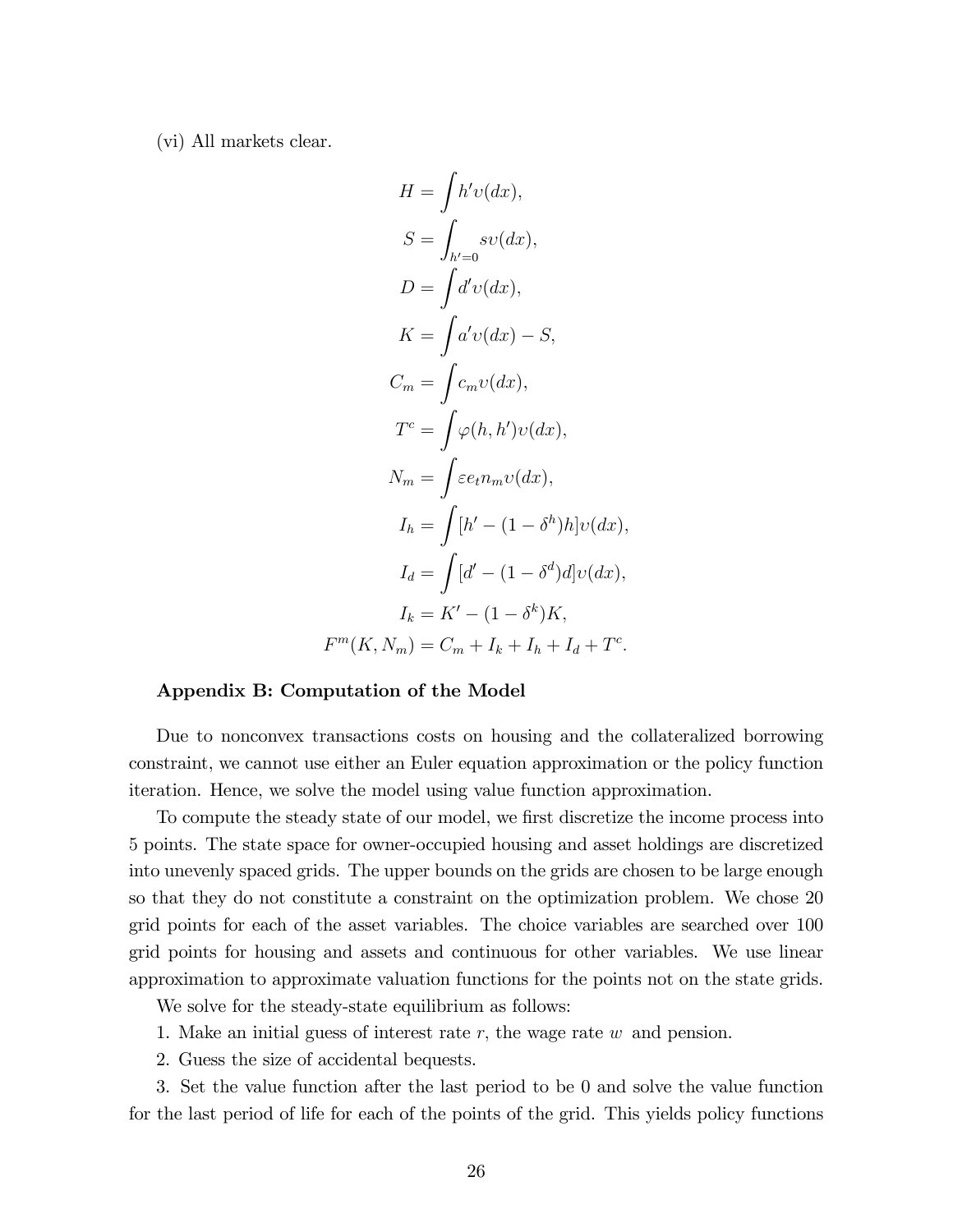(vi) All markets clear.

$$H = \int h' \upsilon(dx),$$

$$S = \int_{h'=0} s \upsilon(dx),$$

$$D = \int d' \upsilon(dx),$$

$$K = \int a' \upsilon(dx) - S,$$

$$C_m = \int c_m \upsilon(dx),$$

$$T^c = \int \varphi(h, h') \upsilon(dx),$$

$$N_m = \int \varepsilon e_t n_m \upsilon(dx),$$

$$I_h = \int [h' - (1 - \delta^h) h] \upsilon(dx),$$

$$I_d = \int [d' - (1 - \delta^d) d] \upsilon(dx),$$

$$I_k = K' - (1 - \delta^k) K,$$

$$F^m(K, N_m) = C_m + I_k + I_h + I_d + T^c.$$

**Appendix B: Computation of the Model**

Due to nonconvex transactions costs on housing and the collateralized borrowing constraint, we cannot use either an Euler equation approximation or the policy function iteration. Hence, we solve the model using value function approximation.

To compute the steady state of our model, we first discretize the income process into 5 points. The state space for owner-occupied housing and asset holdings are discretized into unevenly spaced grids. The upper bounds on the grids are chosen to be large enough so that they do not constitute a constraint on the optimization problem. We chose 20 grid points for each of the asset variables. The choice variables are searched over 100 grid points for housing and assets and continuous for other variables. We use linear approximation to approximate valuation functions for the points not on the state grids.

We solve for the steady-state equilibrium as follows:

1. Make an initial guess of interest rate $r$, the wage rate $w$ and pension.

2. Guess the size of accidental bequests.

3. Set the value function after the last period to be 0 and solve the value function for the last period of life for each of the points of the grid. This yields policy functions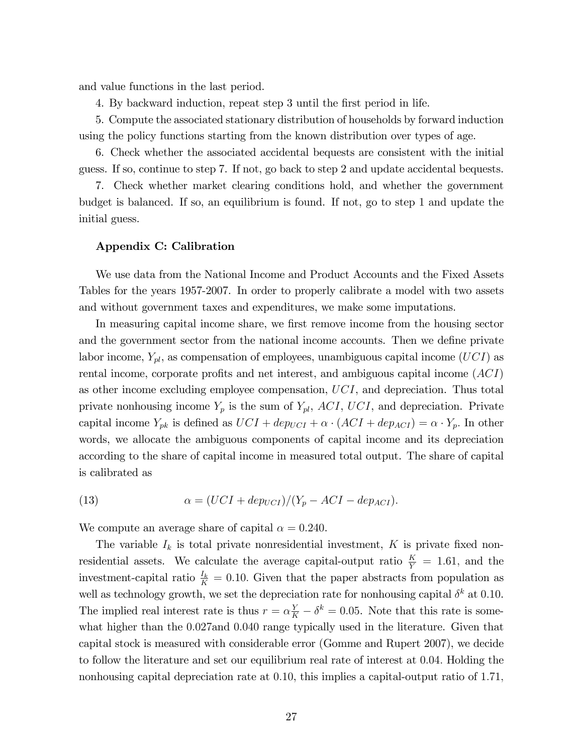and value functions in the last period.

4. By backward induction, repeat step 3 until the first period in life.

5. Compute the associated stationary distribution of households by forward induction using the policy functions starting from the known distribution over types of age.

6. Check whether the associated accidental bequests are consistent with the initial guess. If so, continue to step 7. If not, go back to step 2 and update accidental bequests.

7. Check whether market clearing conditions hold, and whether the government budget is balanced. If so, an equilibrium is found. If not, go to step 1 and update the initial guess.

**Appendix C: Calibration**

We use data from the National Income and Product Accounts and the Fixed Assets Tables for the years 1957-2007. In order to properly calibrate a model with two assets and without government taxes and expenditures, we make some imputations.

In measuring capital income share, we first remove income from the housing sector and the government sector from the national income accounts. Then we define private labor income, $Y_{pl}$, as compensation of employees, unambiguous capital income ($UCI$) as rental income, corporate profits and net interest, and ambiguous capital income ($ACI$) as other income excluding employee compensation, $UCI$, and depreciation. Thus total private nonhousing income $Y_p$ is the sum of $Y_{pl}$, $ACI$, $UCI$, and depreciation. Private capital income $Y_{pk}$ is defined as $UCI + dep_{UCI} + \alpha \cdot (ACI + dep_{ACI}) = \alpha \cdot Y_p$. In other words, we allocate the ambiguous components of capital income and its depreciation according to the share of capital income in measured total output. The share of capital is calibrated as

$$\alpha = (UCI + dep_{UCI})/(Y_p - ACI - dep_{ACI}). \tag{13}$$

We compute an average share of capital $\alpha = 0.240$.

The variable $I_k$ is total private nonresidential investment, $K$ is private fixed nonresidential assets. We calculate the average capital-output ratio $\frac{K}{Y} = 1.61$, and the investment-capital ratio $\frac{I_k}{K} = 0.10$. Given that the paper abstracts from population as well as technology growth, we set the depreciation rate for nonhousing capital $\delta^k$ at 0.10. The implied real interest rate is thus $r = \alpha\frac{Y}{K} - \delta^k = 0.05$. Note that this rate is somewhat higher than the 0.027and 0.040 range typically used in the literature. Given that capital stock is measured with considerable error (Gomme and Rupert 2007), we decide to follow the literature and set our equilibrium real rate of interest at 0.04. Holding the nonhousing capital depreciation rate at 0.10, this implies a capital-output ratio of 1.71,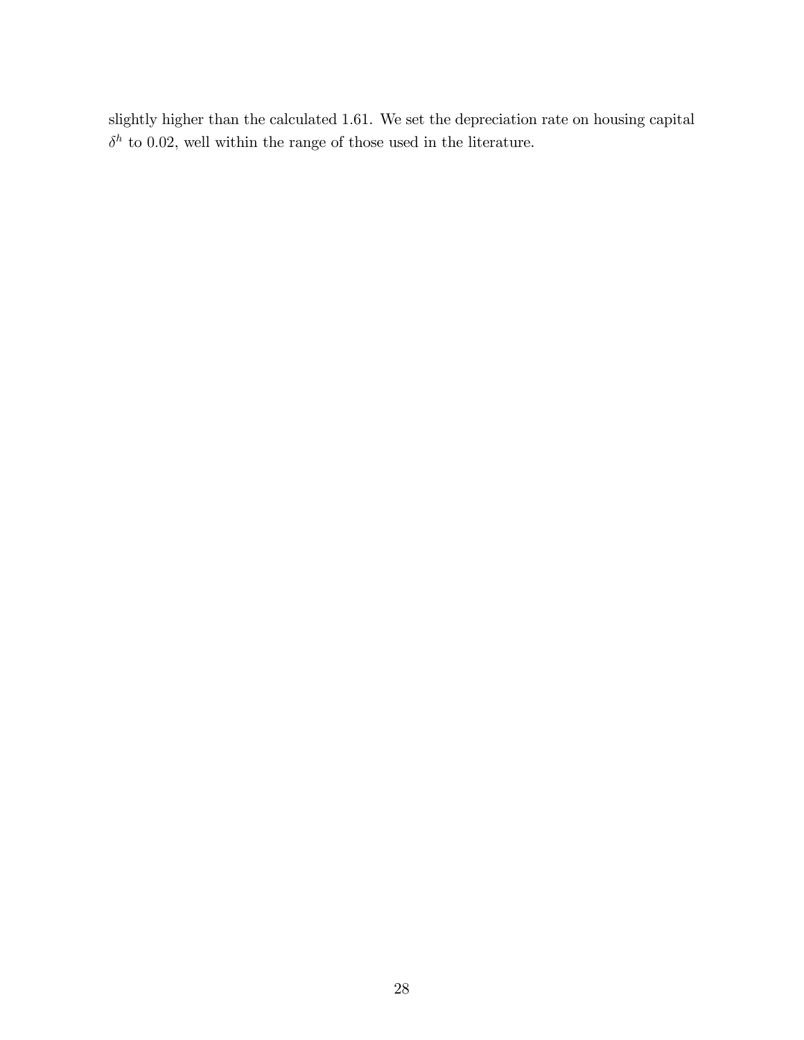slightly higher than the calculated 1.61. We set the depreciation rate on housing capital $\delta^h$ to 0.02, well within the range of those used in the literature.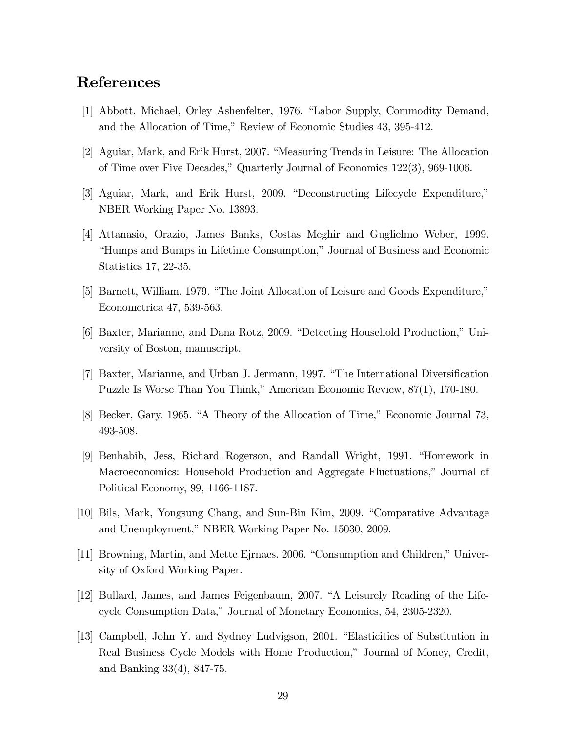# References

[1] Abbott, Michael, Orley Ashenfelter, 1976. "Labor Supply, Commodity Demand, and the Allocation of Time," Review of Economic Studies 43, 395-412.

[2] Aguiar, Mark, and Erik Hurst, 2007. "Measuring Trends in Leisure: The Allocation of Time over Five Decades," Quarterly Journal of Economics 122(3), 969-1006.

[3] Aguiar, Mark, and Erik Hurst, 2009. "Deconstructing Lifecycle Expenditure," NBER Working Paper No. 13893.

[4] Attanasio, Orazio, James Banks, Costas Meghir and Guglielmo Weber, 1999. "Humps and Bumps in Lifetime Consumption," Journal of Business and Economic Statistics 17, 22-35.

[5] Barnett, William. 1979. "The Joint Allocation of Leisure and Goods Expenditure," Econometrica 47, 539-563.

[6] Baxter, Marianne, and Dana Rotz, 2009. "Detecting Household Production," University of Boston, manuscript.

[7] Baxter, Marianne, and Urban J. Jermann, 1997. "The International Diversification Puzzle Is Worse Than You Think," American Economic Review, 87(1), 170-180.

[8] Becker, Gary. 1965. "A Theory of the Allocation of Time," Economic Journal 73, 493-508.

[9] Benhabib, Jess, Richard Rogerson, and Randall Wright, 1991. "Homework in Macroeconomics: Household Production and Aggregate Fluctuations," Journal of Political Economy, 99, 1166-1187.

[10] Bils, Mark, Yongsung Chang, and Sun-Bin Kim, 2009. "Comparative Advantage and Unemployment," NBER Working Paper No. 15030, 2009.

[11] Browning, Martin, and Mette Ejrnaes. 2006. "Consumption and Children," University of Oxford Working Paper.

[12] Bullard, James, and James Feigenbaum, 2007. "A Leisurely Reading of the Lifecycle Consumption Data," Journal of Monetary Economics, 54, 2305-2320.

[13] Campbell, John Y. and Sydney Ludvigson, 2001. "Elasticities of Substitution in Real Business Cycle Models with Home Production," Journal of Money, Credit, and Banking 33(4), 847-75.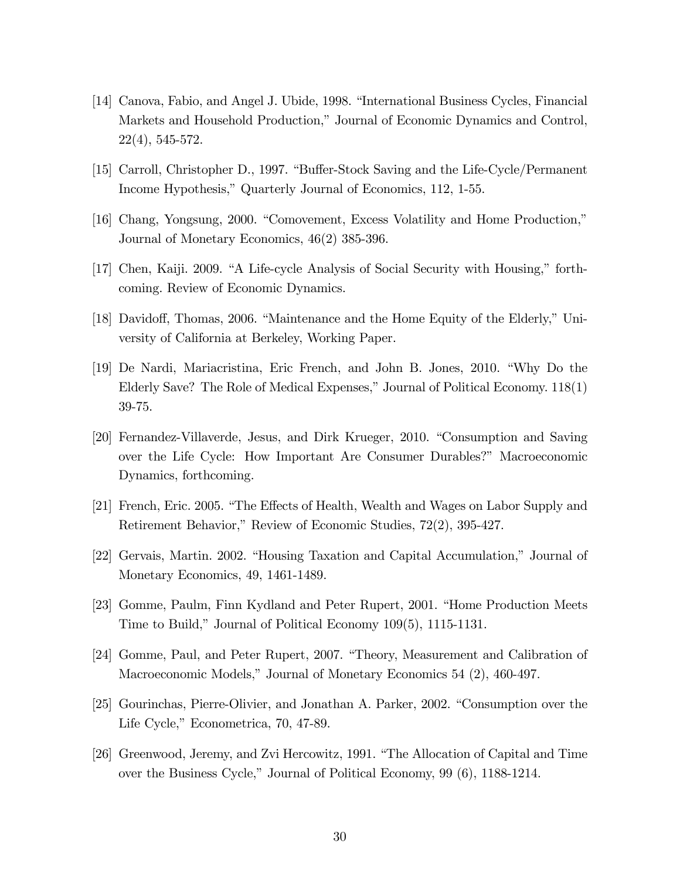[14] Canova, Fabio, and Angel J. Ubide, 1998. "International Business Cycles, Financial Markets and Household Production," Journal of Economic Dynamics and Control, 22(4), 545-572.

[15] Carroll, Christopher D., 1997. "Buffer-Stock Saving and the Life-Cycle/Permanent Income Hypothesis," Quarterly Journal of Economics, 112, 1-55.

[16] Chang, Yongsung, 2000. "Comovement, Excess Volatility and Home Production," Journal of Monetary Economics, 46(2) 385-396.

[17] Chen, Kaiji. 2009. "A Life-cycle Analysis of Social Security with Housing," forthcoming. Review of Economic Dynamics.

[18] Davidoff, Thomas, 2006. "Maintenance and the Home Equity of the Elderly," University of California at Berkeley, Working Paper.

[19] De Nardi, Mariacristina, Eric French, and John B. Jones, 2010. "Why Do the Elderly Save? The Role of Medical Expenses," Journal of Political Economy. 118(1) 39-75.

[20] Fernandez-Villaverde, Jesus, and Dirk Krueger, 2010. "Consumption and Saving over the Life Cycle: How Important Are Consumer Durables?" Macroeconomic Dynamics, forthcoming.

[21] French, Eric. 2005. "The Effects of Health, Wealth and Wages on Labor Supply and Retirement Behavior," Review of Economic Studies, 72(2), 395-427.

[22] Gervais, Martin. 2002. "Housing Taxation and Capital Accumulation," Journal of Monetary Economics, 49, 1461-1489.

[23] Gomme, Paulm, Finn Kydland and Peter Rupert, 2001. "Home Production Meets Time to Build," Journal of Political Economy 109(5), 1115-1131.

[24] Gomme, Paul, and Peter Rupert, 2007. "Theory, Measurement and Calibration of Macroeconomic Models," Journal of Monetary Economics 54 (2), 460-497.

[25] Gourinchas, Pierre-Olivier, and Jonathan A. Parker, 2002. "Consumption over the Life Cycle," Econometrica, 70, 47-89.

[26] Greenwood, Jeremy, and Zvi Hercowitz, 1991. "The Allocation of Capital and Time over the Business Cycle," Journal of Political Economy, 99 (6), 1188-1214.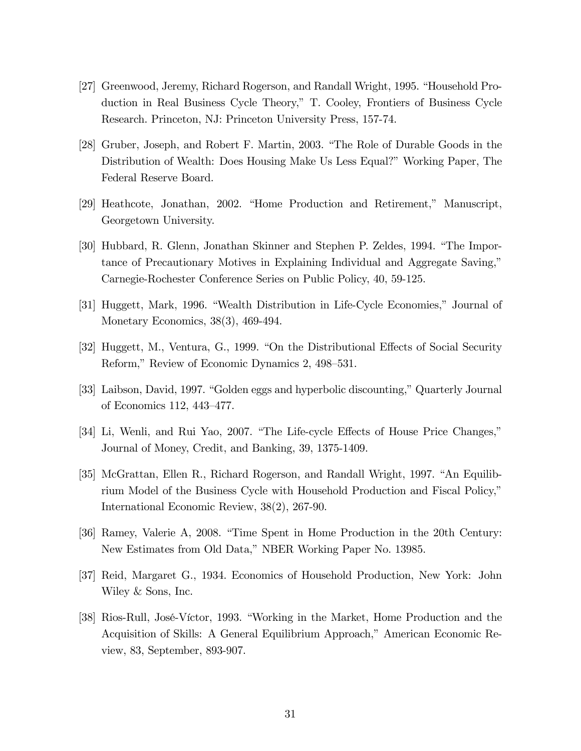[27] Greenwood, Jeremy, Richard Rogerson, and Randall Wright, 1995. "Household Production in Real Business Cycle Theory," T. Cooley, Frontiers of Business Cycle Research. Princeton, NJ: Princeton University Press, 157-74.

[28] Gruber, Joseph, and Robert F. Martin, 2003. "The Role of Durable Goods in the Distribution of Wealth: Does Housing Make Us Less Equal?" Working Paper, The Federal Reserve Board.

[29] Heathcote, Jonathan, 2002. "Home Production and Retirement," Manuscript, Georgetown University.

[30] Hubbard, R. Glenn, Jonathan Skinner and Stephen P. Zeldes, 1994. "The Importance of Precautionary Motives in Explaining Individual and Aggregate Saving," Carnegie-Rochester Conference Series on Public Policy, 40, 59-125.

[31] Huggett, Mark, 1996. "Wealth Distribution in Life-Cycle Economies," Journal of Monetary Economics, 38(3), 469-494.

[32] Huggett, M., Ventura, G., 1999. "On the Distributional Effects of Social Security Reform," Review of Economic Dynamics 2, 498–531.

[33] Laibson, David, 1997. "Golden eggs and hyperbolic discounting," Quarterly Journal of Economics 112, 443–477.

[34] Li, Wenli, and Rui Yao, 2007. "The Life-cycle Effects of House Price Changes," Journal of Money, Credit, and Banking, 39, 1375-1409.

[35] McGrattan, Ellen R., Richard Rogerson, and Randall Wright, 1997. "An Equilibrium Model of the Business Cycle with Household Production and Fiscal Policy," International Economic Review, 38(2), 267-90.

[36] Ramey, Valerie A, 2008. "Time Spent in Home Production in the 20th Century: New Estimates from Old Data," NBER Working Paper No. 13985.

[37] Reid, Margaret G., 1934. Economics of Household Production, New York: John Wiley & Sons, Inc.

[38] Rios-Rull, José-Víctor, 1993. "Working in the Market, Home Production and the Acquisition of Skills: A General Equilibrium Approach," American Economic Review, 83, September, 893-907.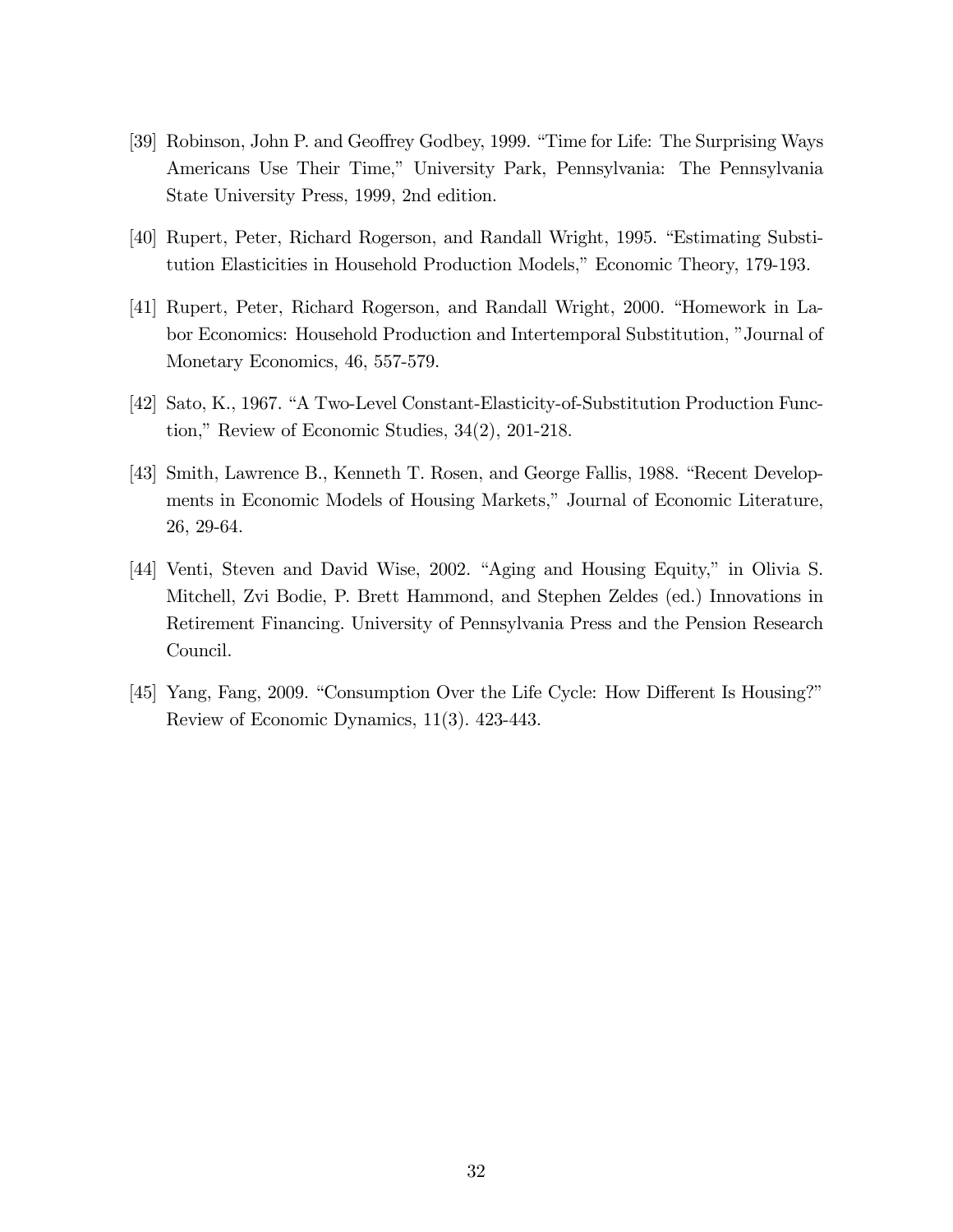[39] Robinson, John P. and Geoffrey Godbey, 1999. "Time for Life: The Surprising Ways Americans Use Their Time," University Park, Pennsylvania: The Pennsylvania State University Press, 1999, 2nd edition.

[40] Rupert, Peter, Richard Rogerson, and Randall Wright, 1995. "Estimating Substitution Elasticities in Household Production Models," Economic Theory, 179-193.

[41] Rupert, Peter, Richard Rogerson, and Randall Wright, 2000. "Homework in Labor Economics: Household Production and Intertemporal Substitution, "Journal of Monetary Economics, 46, 557-579.

[42] Sato, K., 1967. "A Two-Level Constant-Elasticity-of-Substitution Production Function," Review of Economic Studies, 34(2), 201-218.

[43] Smith, Lawrence B., Kenneth T. Rosen, and George Fallis, 1988. "Recent Developments in Economic Models of Housing Markets," Journal of Economic Literature, 26, 29-64.

[44] Venti, Steven and David Wise, 2002. "Aging and Housing Equity," in Olivia S. Mitchell, Zvi Bodie, P. Brett Hammond, and Stephen Zeldes (ed.) Innovations in Retirement Financing. University of Pennsylvania Press and the Pension Research Council.

[45] Yang, Fang, 2009. "Consumption Over the Life Cycle: How Different Is Housing?" Review of Economic Dynamics, 11(3). 423-443.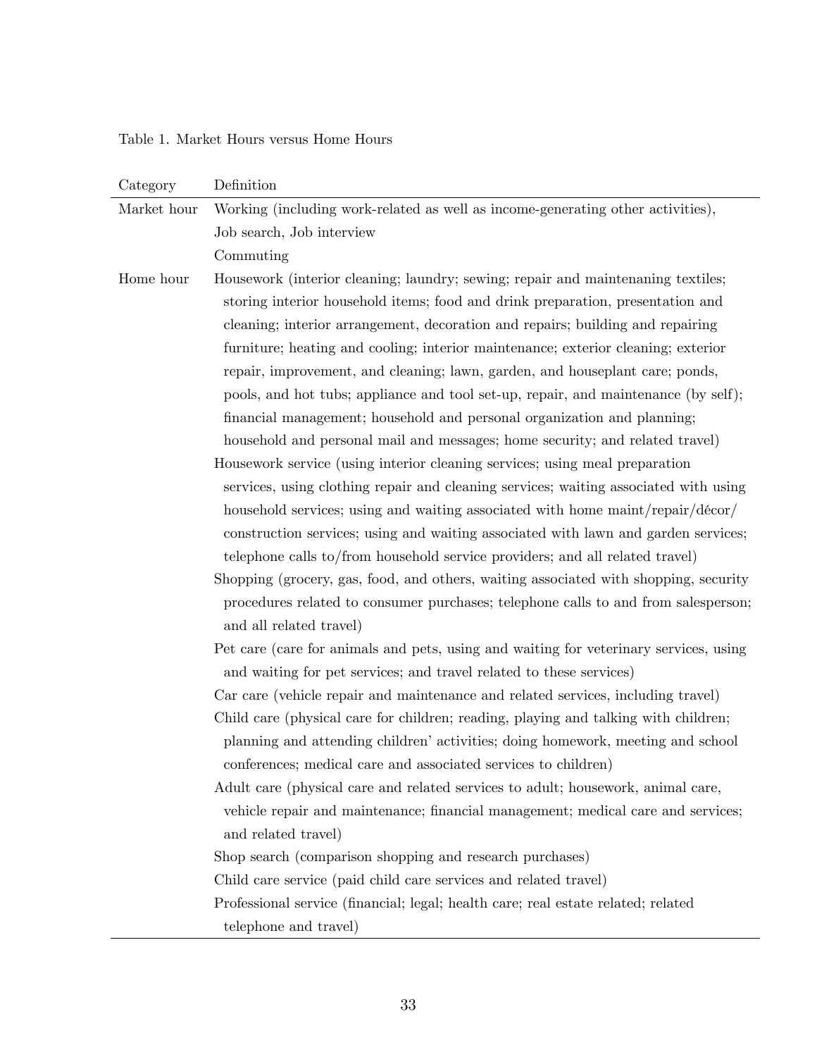Table 1. Market Hours versus Home Hours

| Category | Definition |
|---|---|
| Market hour | Working (including work-related as well as income-generating other activities), |
| | Job search, Job interview |
| | Commuting |
| Home hour | Housework (interior cleaning; laundry; sewing; repair and maintenaning textiles; storing interior household items; food and drink preparation, presentation and cleaning; interior arrangement, decoration and repairs; building and repairing furniture; heating and cooling; interior maintenance; exterior cleaning; exterior repair, improvement, and cleaning; lawn, garden, and houseplant care; ponds, pools, and hot tubs; appliance and tool set-up, repair, and maintenance (by self); financial management; household and personal organization and planning; household and personal mail and messages; home security; and related travel) |
| | Housework service (using interior cleaning services; using meal preparation services, using clothing repair and cleaning services; waiting associated with using household services; using and waiting associated with home maint/repair/décor/construction services; using and waiting associated with lawn and garden services; telephone calls to/from household service providers; and all related travel) |
| | Shopping (grocery, gas, food, and others, waiting associated with shopping, security procedures related to consumer purchases; telephone calls to and from salesperson; and all related travel) |
| | Pet care (care for animals and pets, using and waiting for veterinary services, using and waiting for pet services; and travel related to these services) |
| | Car care (vehicle repair and maintenance and related services, including travel) |
| | Child care (physical care for children; reading, playing and talking with children; planning and attending children' activities; doing homework, meeting and school conferences; medical care and associated services to children) |
| | Adult care (physical care and related services to adult; housework, animal care, vehicle repair and maintenance; financial management; medical care and services; and related travel) |
| | Shop search (comparison shopping and research purchases) |
| | Child care service (paid child care services and related travel) |
| | Professional service (financial; legal; health care; real estate related; related telephone and travel) |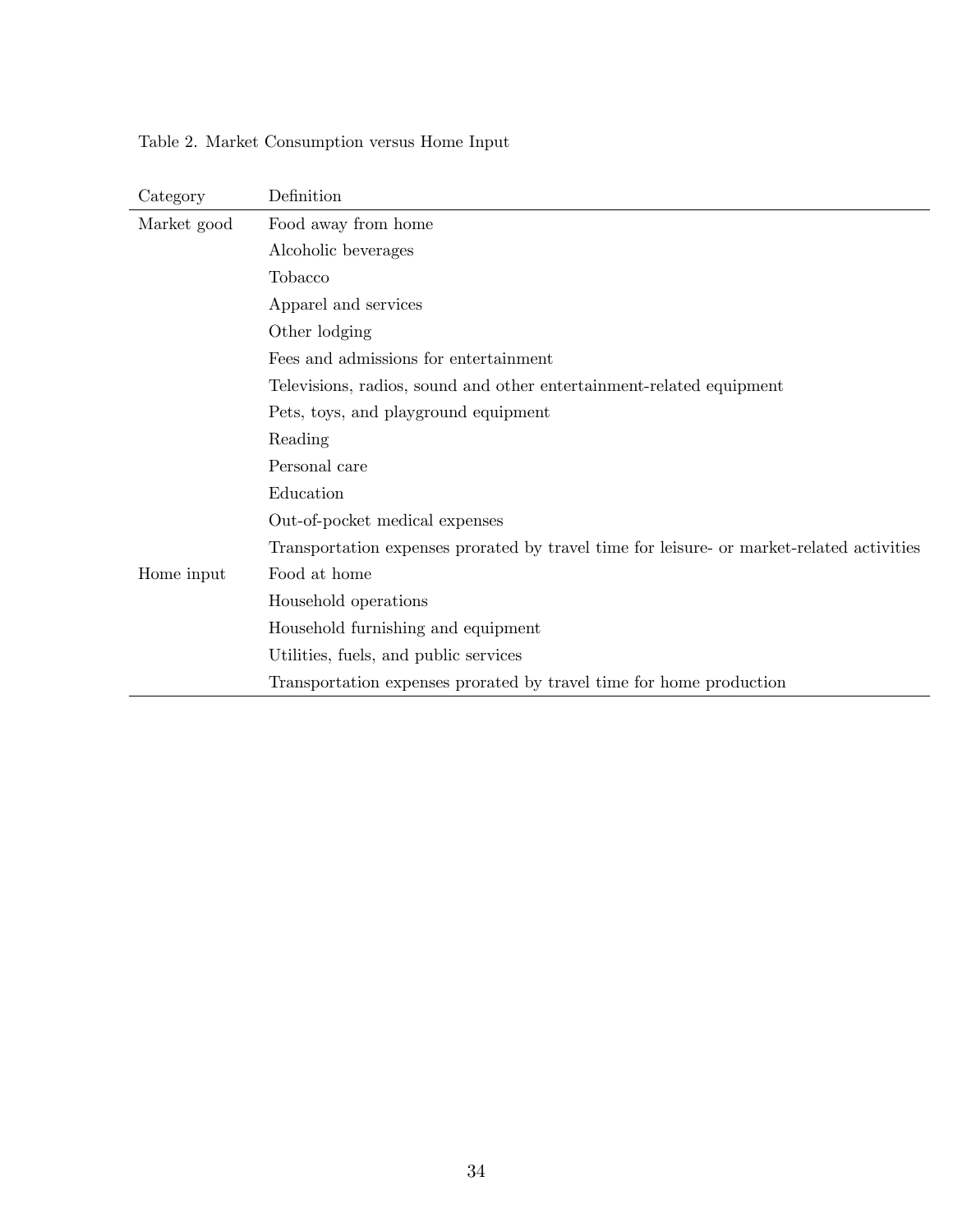Table 2. Market Consumption versus Home Input

| Category | Definition |
| --- | --- |
| Market good | Food away from home |
| | Alcoholic beverages |
| | Tobacco |
| | Apparel and services |
| | Other lodging |
| | Fees and admissions for entertainment |
| | Televisions, radios, sound and other entertainment-related equipment |
| | Pets, toys, and playground equipment |
| | Reading |
| | Personal care |
| | Education |
| | Out-of-pocket medical expenses |
| | Transportation expenses prorated by travel time for leisure- or market-related activities |
| Home input | Food at home |
| | Household operations |
| | Household furnishing and equipment |
| | Utilities, fuels, and public services |
| | Transportation expenses prorated by travel time for home production |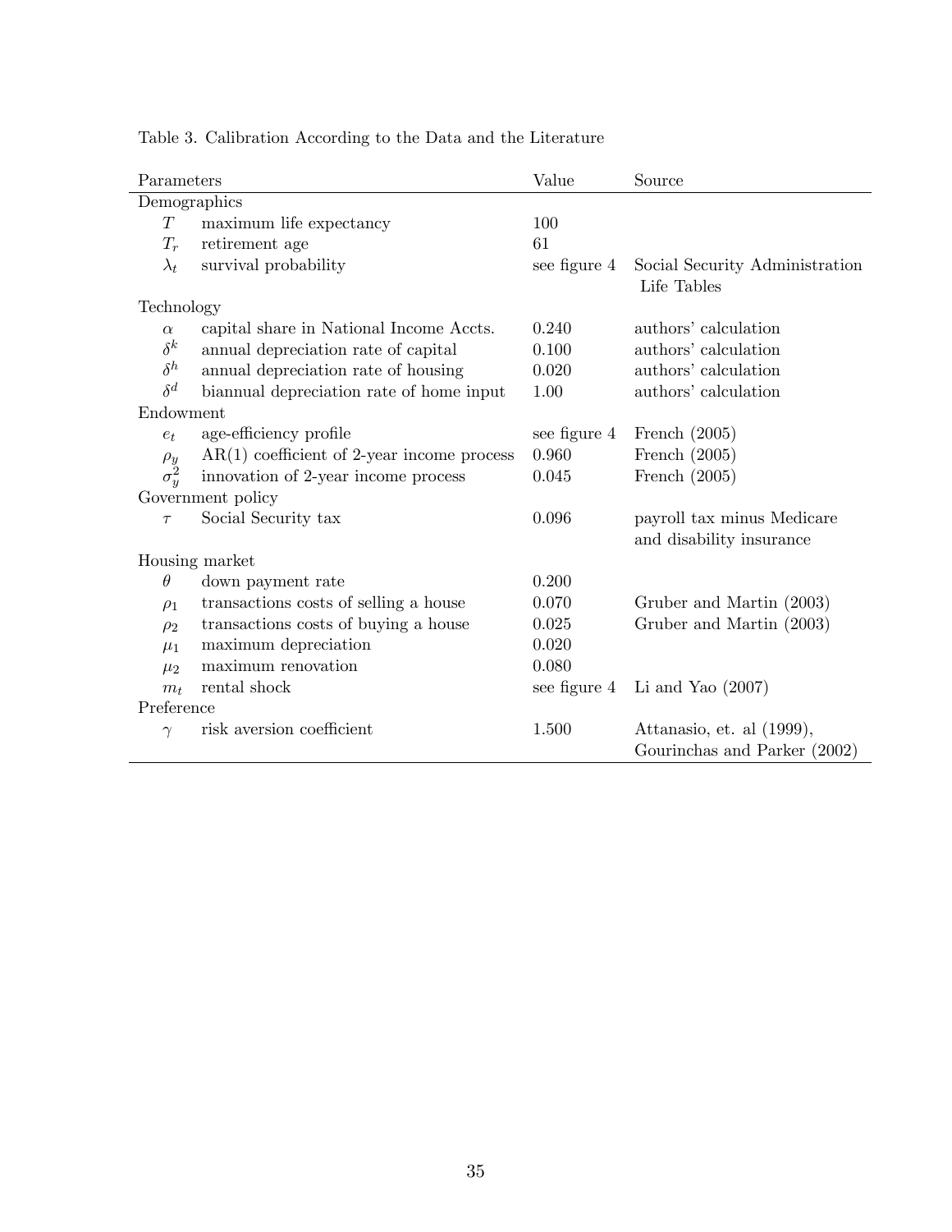Table 3. Calibration According to the Data and the Literature

| Parameters | | Value | Source |
|---|---|---|---|
| Demographics | | | |
| $T$ | maximum life expectancy | 100 | |
| $T_r$ | retirement age | 61 | |
| $\lambda_t$ | survival probability | see figure 4 | Social Security Administration Life Tables |
| Technology | | | |
| $\alpha$ | capital share in National Income Accts. | 0.240 | authors' calculation |
| $\delta^k$ | annual depreciation rate of capital | 0.100 | authors' calculation |
| $\delta^h$ | annual depreciation rate of housing | 0.020 | authors' calculation |
| $\delta^d$ | biannual depreciation rate of home input | 1.00 | authors' calculation |
| Endowment | | | |
| $e_t$ | age-efficiency profile | see figure 4 | French (2005) |
| $\rho_y$ | AR(1) coefficient of 2-year income process | 0.960 | French (2005) |
| $\sigma_y^2$ | innovation of 2-year income process | 0.045 | French (2005) |
| Government policy | | | |
| $\tau$ | Social Security tax | 0.096 | payroll tax minus Medicare and disability insurance |
| Housing market | | | |
| $\theta$ | down payment rate | 0.200 | |
| $\rho_1$ | transactions costs of selling a house | 0.070 | Gruber and Martin (2003) |
| $\rho_2$ | transactions costs of buying a house | 0.025 | Gruber and Martin (2003) |
| $\mu_1$ | maximum depreciation | 0.020 | |
| $\mu_2$ | maximum renovation | 0.080 | |
| $m_t$ | rental shock | see figure 4 | Li and Yao (2007) |
| Preference | | | |
| $\gamma$ | risk aversion coefficient | 1.500 | Attanasio, et. al (1999), Gourinchas and Parker (2002) |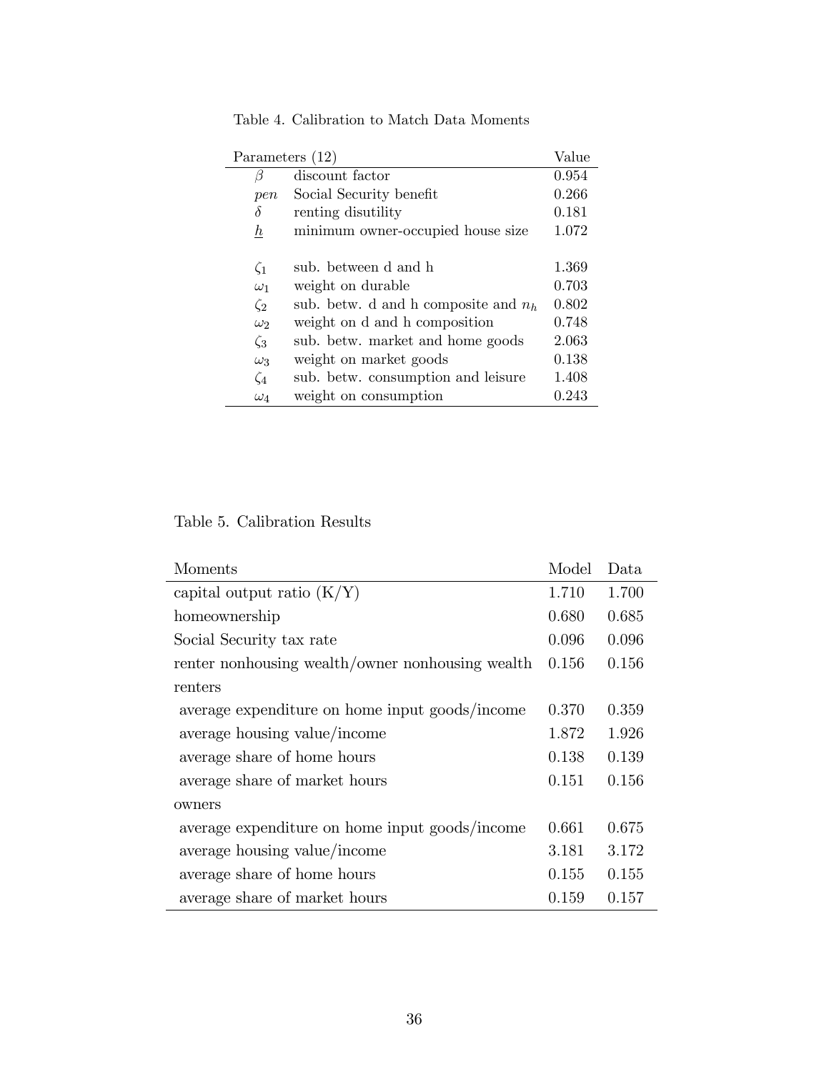Table 4. Calibration to Match Data Moments

| Parameters (12) | | Value |
|---|---|---|
| $\beta$ | discount factor | 0.954 |
| $pen$ | Social Security benefit | 0.266 |
| $\delta$ | renting disutility | 0.181 |
| $\underline{h}$ | minimum owner-occupied house size | 1.072 |
| | | |
| $\zeta_1$ | sub. between d and h | 1.369 |
| $\omega_1$ | weight on durable | 0.703 |
| $\zeta_2$ | sub. betw. d and h composite and $n_h$ | 0.802 |
| $\omega_2$ | weight on d and h composition | 0.748 |
| $\zeta_3$ | sub. betw. market and home goods | 2.063 |
| $\omega_3$ | weight on market goods | 0.138 |
| $\zeta_4$ | sub. betw. consumption and leisure | 1.408 |
| $\omega_4$ | weight on consumption | 0.243 |

Table 5. Calibration Results

| Moments | Model | Data |
|---|---|---|
| capital output ratio (K/Y) | 1.710 | 1.700 |
| homeownership | 0.680 | 0.685 |
| Social Security tax rate | 0.096 | 0.096 |
| renter nonhousing wealth/owner nonhousing wealth | 0.156 | 0.156 |
| renters | | |
| average expenditure on home input goods/income | 0.370 | 0.359 |
| average housing value/income | 1.872 | 1.926 |
| average share of home hours | 0.138 | 0.139 |
| average share of market hours | 0.151 | 0.156 |
| owners | | |
| average expenditure on home input goods/income | 0.661 | 0.675 |
| average housing value/income | 3.181 | 3.172 |
| average share of home hours | 0.155 | 0.155 |
| average share of market hours | 0.159 | 0.157 |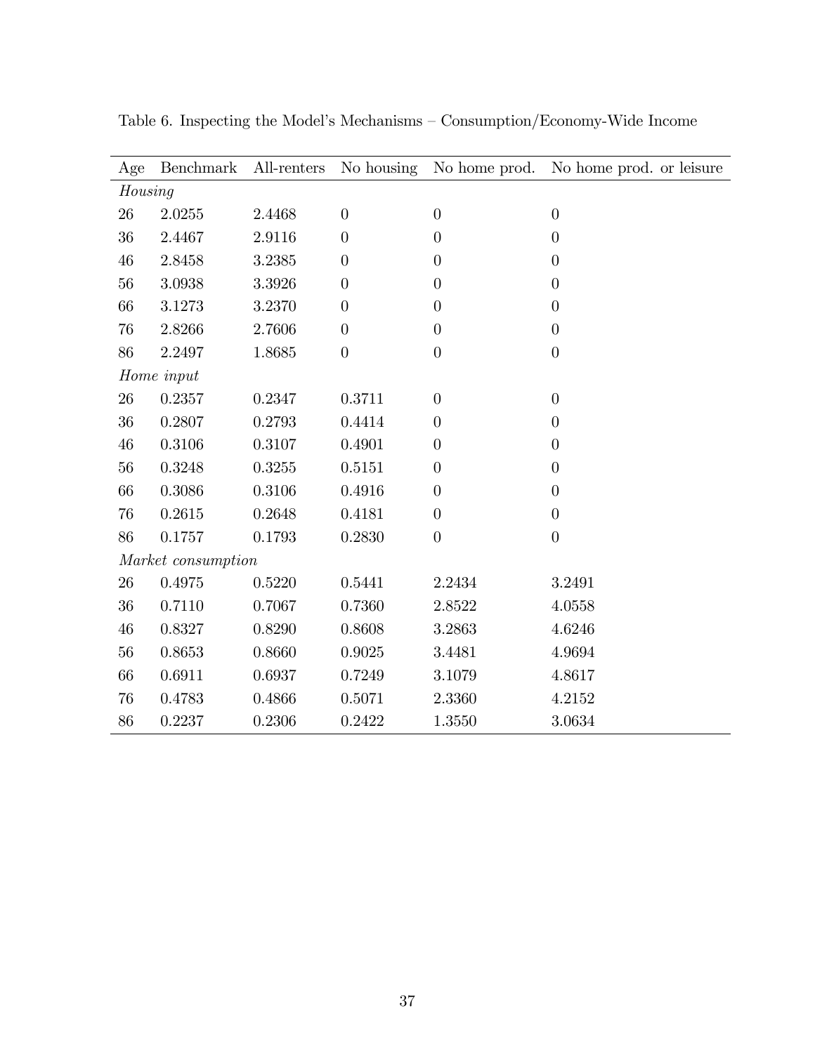Table 6. Inspecting the Model's Mechanisms – Consumption/Economy-Wide Income

| Age | Benchmark | All-renters | No housing | No home prod. | No home prod. or leisure |
|---|---|---|---|---|---|
| *Housing* | | | | | |
| 26 | 2.0255 | 2.4468 | 0 | 0 | 0 |
| 36 | 2.4467 | 2.9116 | 0 | 0 | 0 |
| 46 | 2.8458 | 3.2385 | 0 | 0 | 0 |
| 56 | 3.0938 | 3.3926 | 0 | 0 | 0 |
| 66 | 3.1273 | 3.2370 | 0 | 0 | 0 |
| 76 | 2.8266 | 2.7606 | 0 | 0 | 0 |
| 86 | 2.2497 | 1.8685 | 0 | 0 | 0 |
| *Home input* | | | | | |
| 26 | 0.2357 | 0.2347 | 0.3711 | 0 | 0 |
| 36 | 0.2807 | 0.2793 | 0.4414 | 0 | 0 |
| 46 | 0.3106 | 0.3107 | 0.4901 | 0 | 0 |
| 56 | 0.3248 | 0.3255 | 0.5151 | 0 | 0 |
| 66 | 0.3086 | 0.3106 | 0.4916 | 0 | 0 |
| 76 | 0.2615 | 0.2648 | 0.4181 | 0 | 0 |
| 86 | 0.1757 | 0.1793 | 0.2830 | 0 | 0 |
| *Market consumption* | | | | | |
| 26 | 0.4975 | 0.5220 | 0.5441 | 2.2434 | 3.2491 |
| 36 | 0.7110 | 0.7067 | 0.7360 | 2.8522 | 4.0558 |
| 46 | 0.8327 | 0.8290 | 0.8608 | 3.2863 | 4.6246 |
| 56 | 0.8653 | 0.8660 | 0.9025 | 3.4481 | 4.9694 |
| 66 | 0.6911 | 0.6937 | 0.7249 | 3.1079 | 4.8617 |
| 76 | 0.4783 | 0.4866 | 0.5071 | 2.3360 | 4.2152 |
| 86 | 0.2237 | 0.2306 | 0.2422 | 1.3550 | 3.0634 |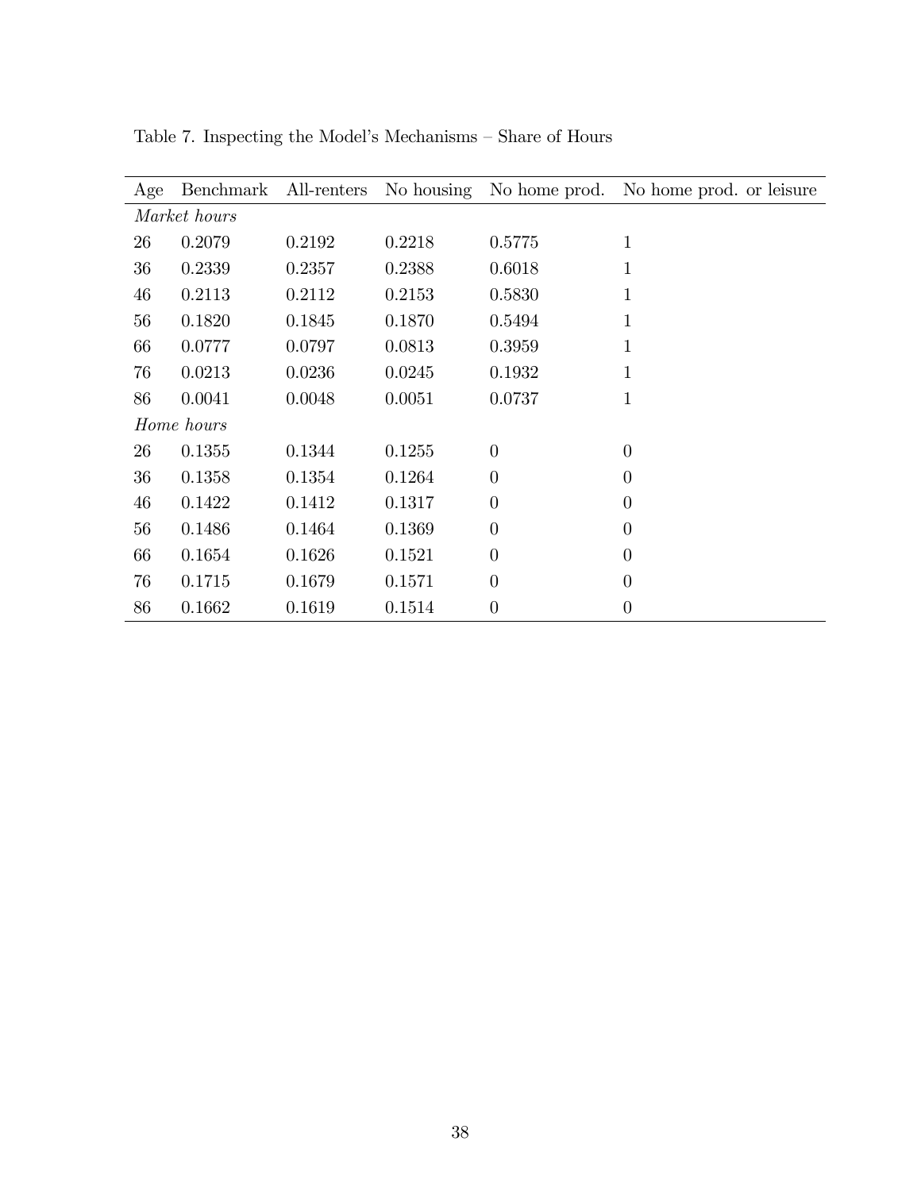Table 7. Inspecting the Model's Mechanisms – Share of Hours

| Age | Benchmark | All-renters | No housing | No home prod. | No home prod. or leisure |
|---|---|---|---|---|---|
| *Market hours* | | | | | |
| 26 | 0.2079 | 0.2192 | 0.2218 | 0.5775 | 1 |
| 36 | 0.2339 | 0.2357 | 0.2388 | 0.6018 | 1 |
| 46 | 0.2113 | 0.2112 | 0.2153 | 0.5830 | 1 |
| 56 | 0.1820 | 0.1845 | 0.1870 | 0.5494 | 1 |
| 66 | 0.0777 | 0.0797 | 0.0813 | 0.3959 | 1 |
| 76 | 0.0213 | 0.0236 | 0.0245 | 0.1932 | 1 |
| 86 | 0.0041 | 0.0048 | 0.0051 | 0.0737 | 1 |
| *Home hours* | | | | | |
| 26 | 0.1355 | 0.1344 | 0.1255 | 0 | 0 |
| 36 | 0.1358 | 0.1354 | 0.1264 | 0 | 0 |
| 46 | 0.1422 | 0.1412 | 0.1317 | 0 | 0 |
| 56 | 0.1486 | 0.1464 | 0.1369 | 0 | 0 |
| 66 | 0.1654 | 0.1626 | 0.1521 | 0 | 0 |
| 76 | 0.1715 | 0.1679 | 0.1571 | 0 | 0 |
| 86 | 0.1662 | 0.1619 | 0.1514 | 0 | 0 |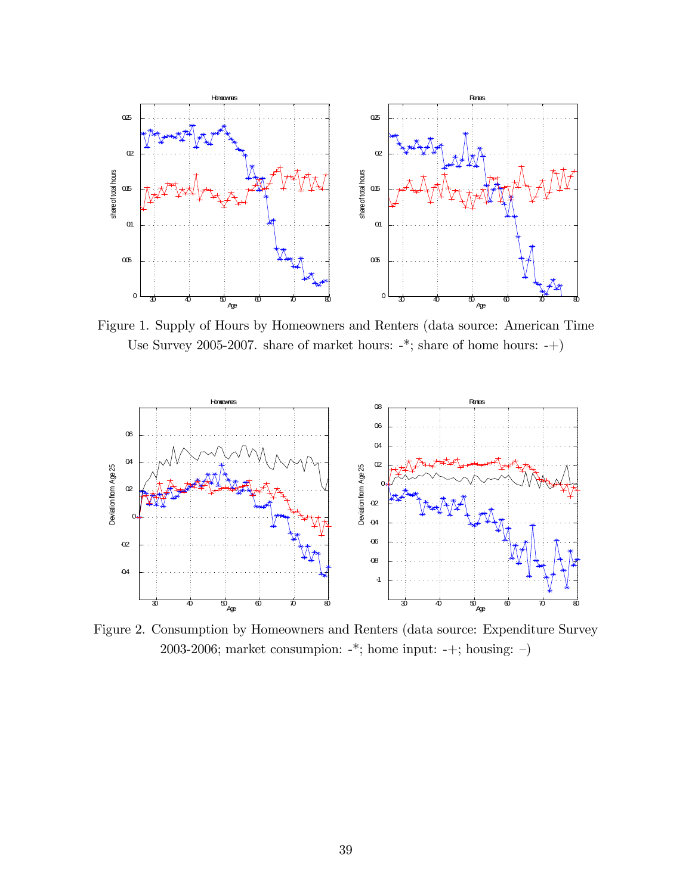Figure 1. Supply of Hours by Homeowners and Renters (data source: American Time Use Survey 2005-2007. share of market hours: -*; share of home hours: -+)

Figure 2. Consumption by Homeowners and Renters (data source: Expenditure Survey 2003-2006; market consumpion: -*; home input: -+; housing: –)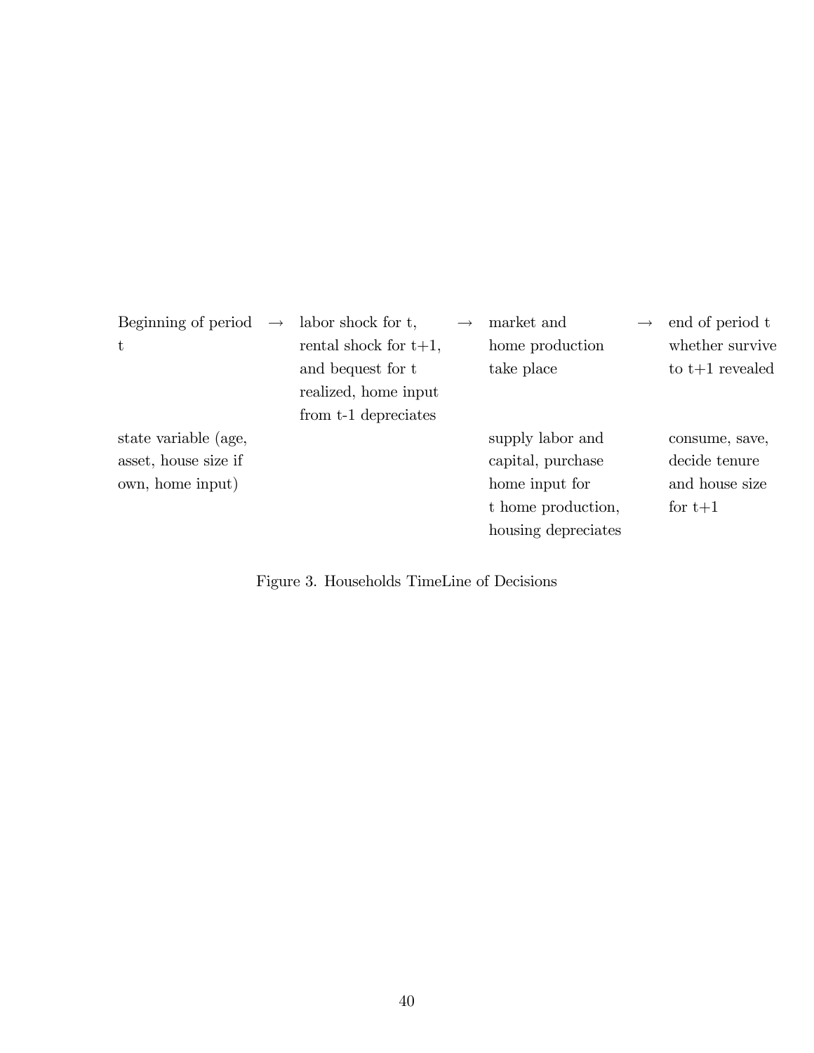| Beginning of period t | → | labor shock for t, rental shock for t+1, and bequest for t realized, home input from t-1 depreciates | → | market and home production take place | → | end of period t whether survive to t+1 revealed |
|---|---|---|---|---|---|---|
| state variable (age, asset, house size if own, home input) | | | | supply labor and capital, purchase home input for t home production, housing depreciates | | consume, save, decide tenure and house size for t+1 |

Figure 3. Households TimeLine of Decisions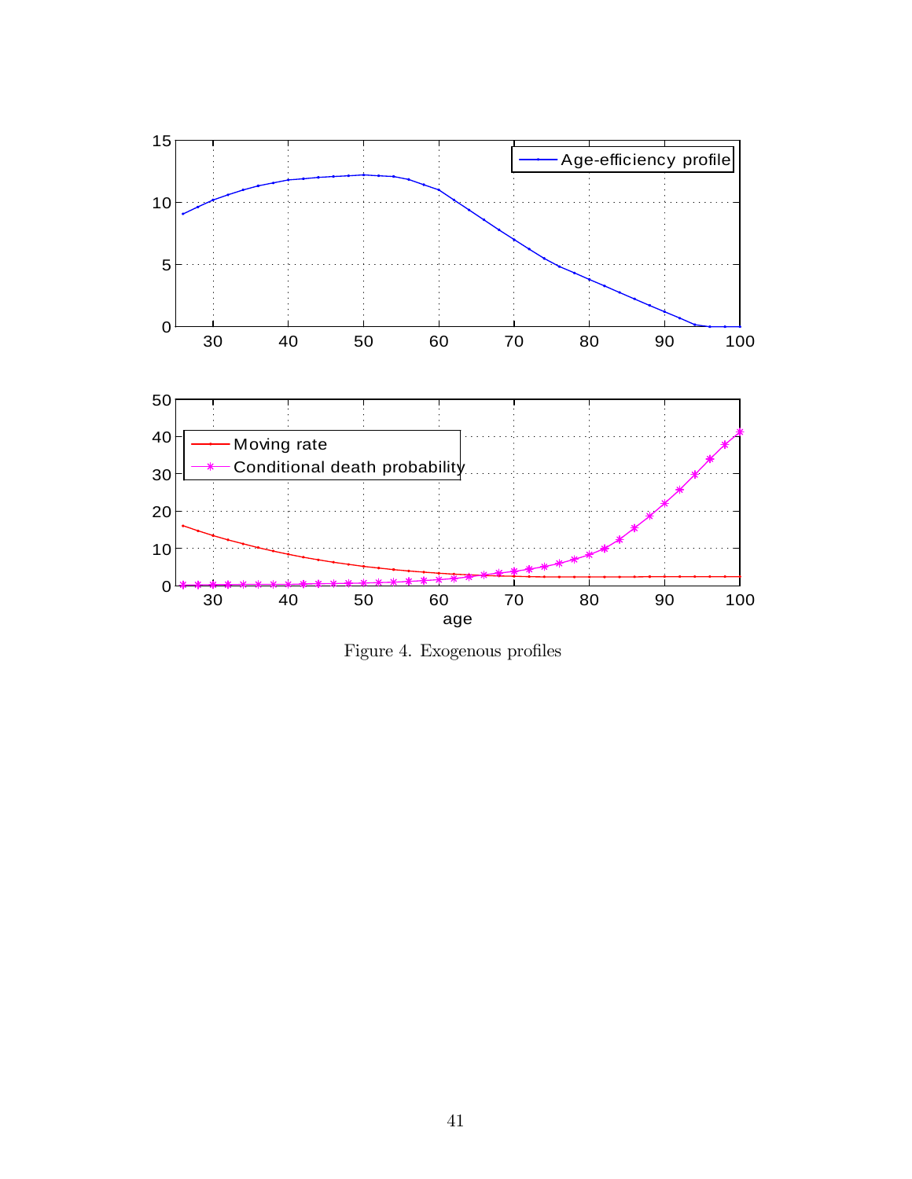Figure 4. Exogenous profiles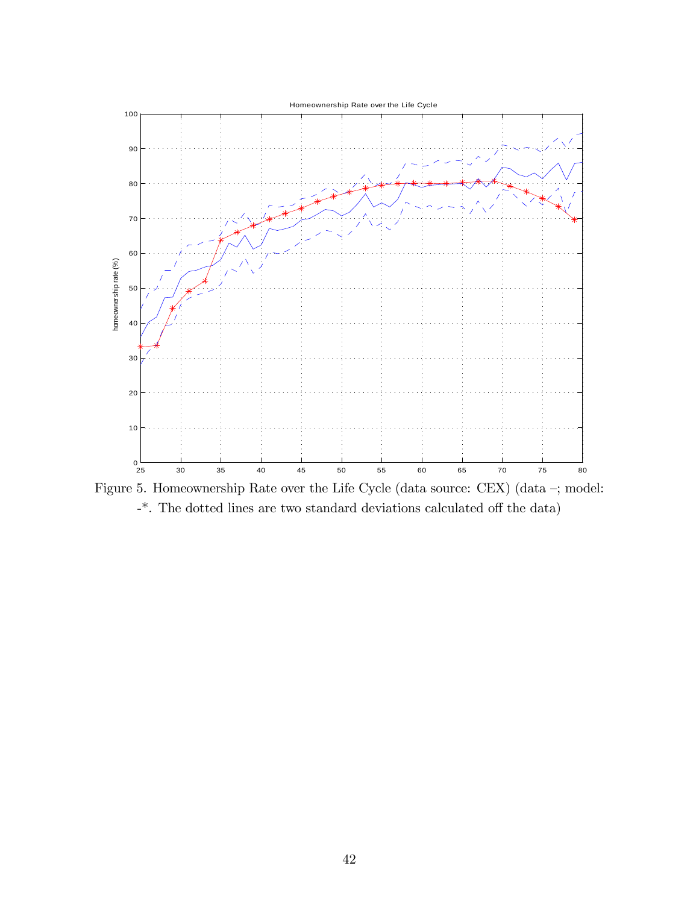Figure 5. Homeownership Rate over the Life Cycle (data source: CEX) (data –; model: -*. The dotted lines are two standard deviations calculated off the data)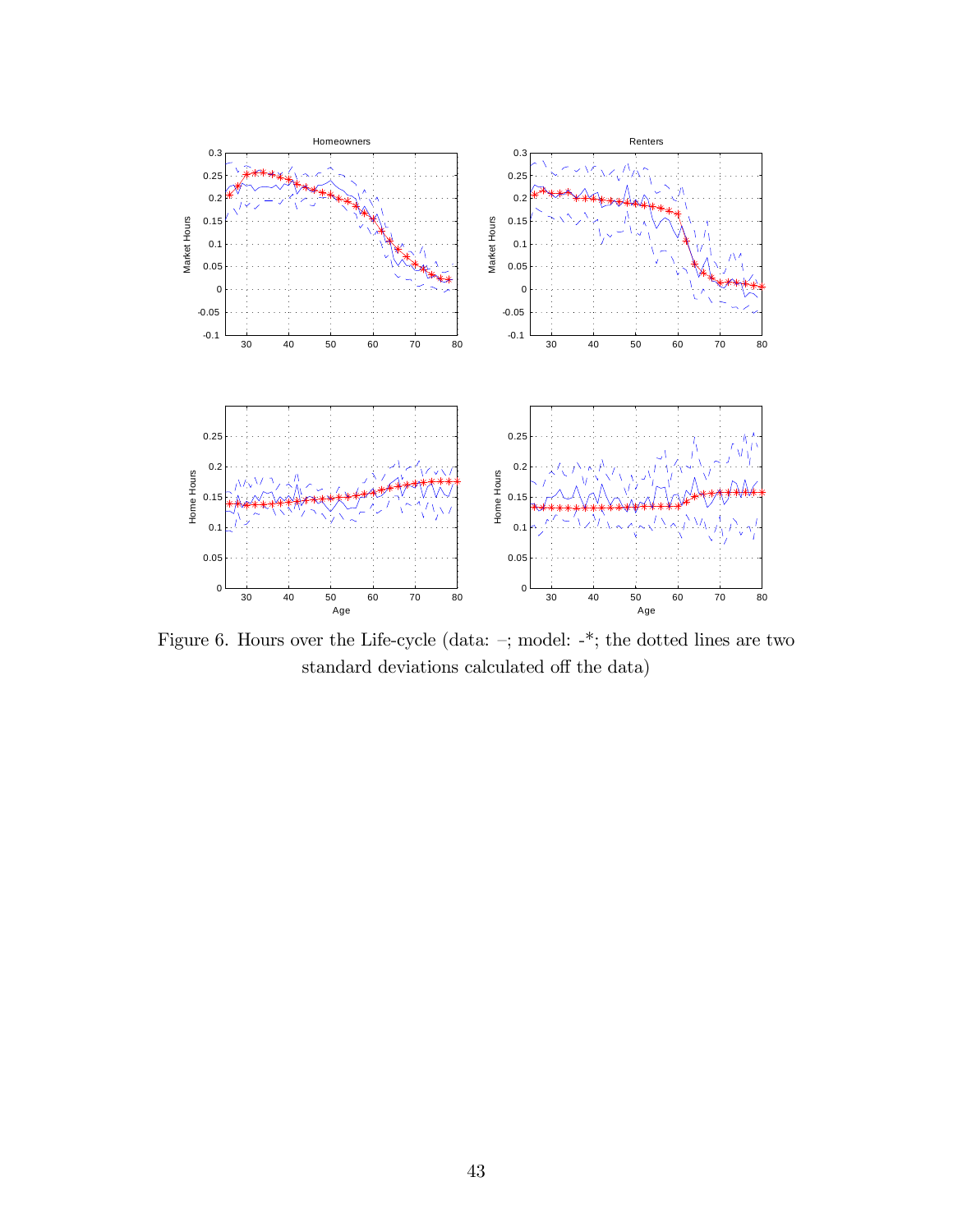Figure 6. Hours over the Life-cycle (data: –; model: -*; the dotted lines are two standard deviations calculated off the data)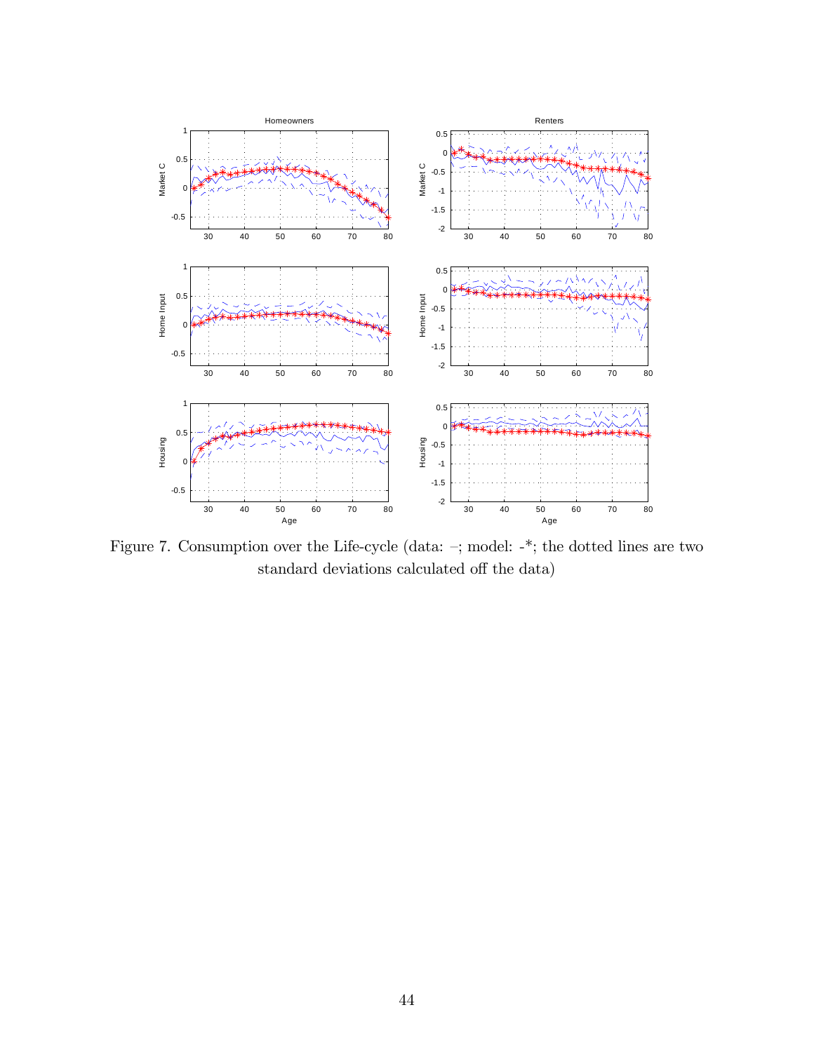Figure 7. Consumption over the Life-cycle (data: –; model: -*; the dotted lines are two standard deviations calculated off the data)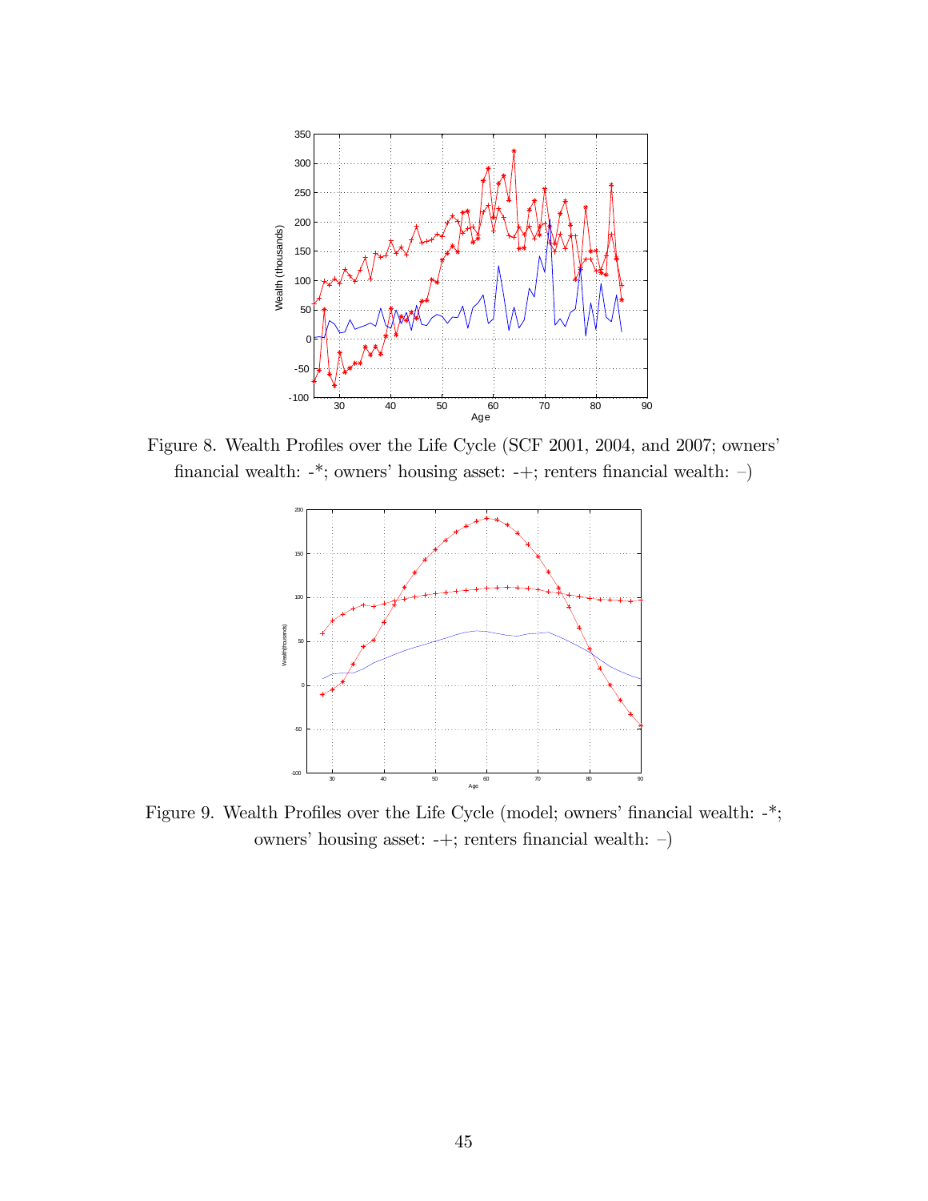Figure 8. Wealth Profiles over the Life Cycle (SCF 2001, 2004, and 2007; owners' financial wealth: -*; owners' housing asset: -+; renters financial wealth: –)

Figure 9. Wealth Profiles over the Life Cycle (model; owners' financial wealth: -*; owners' housing asset: -+; renters financial wealth: –)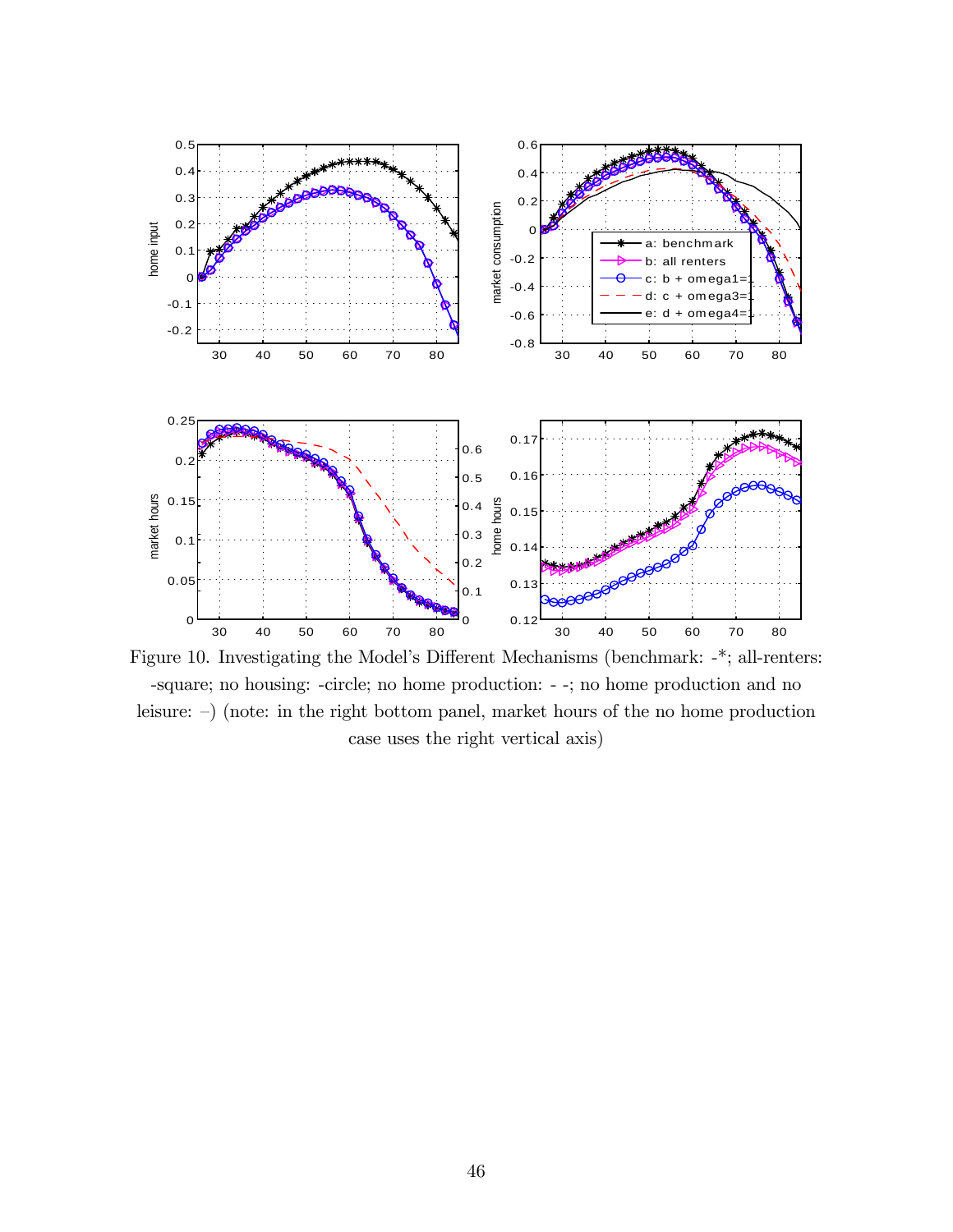home input

0.5
0.4
0.3
0.2
0.1
0
-0.1
-0.2

30 40 50 60 70 80

market consumption

0.6
0.4
0.2
0
-0.2
-0.4
-0.6
-0.8

30 40 50 60 70 80

a: benchmark
b: all renters
c: b + omega1=1
d: c + omega3=1
e: d + omega4=1

market hours

0.25
0.2
0.15
0.1
0.05
0

0.6
0.5
0.4
0.3
0.2
0.1
0

30 40 50 60 70 80

home hours

0.17
0.16
0.15
0.14
0.13
0.12

30 40 50 60 70 80

Figure 10. Investigating the Model's Different Mechanisms (benchmark: -*; all-renters: -square; no housing: -circle; no home production: - -; no home production and no leisure: –) (note: in the right bottom panel, market hours of the no home production case uses the right vertical axis)